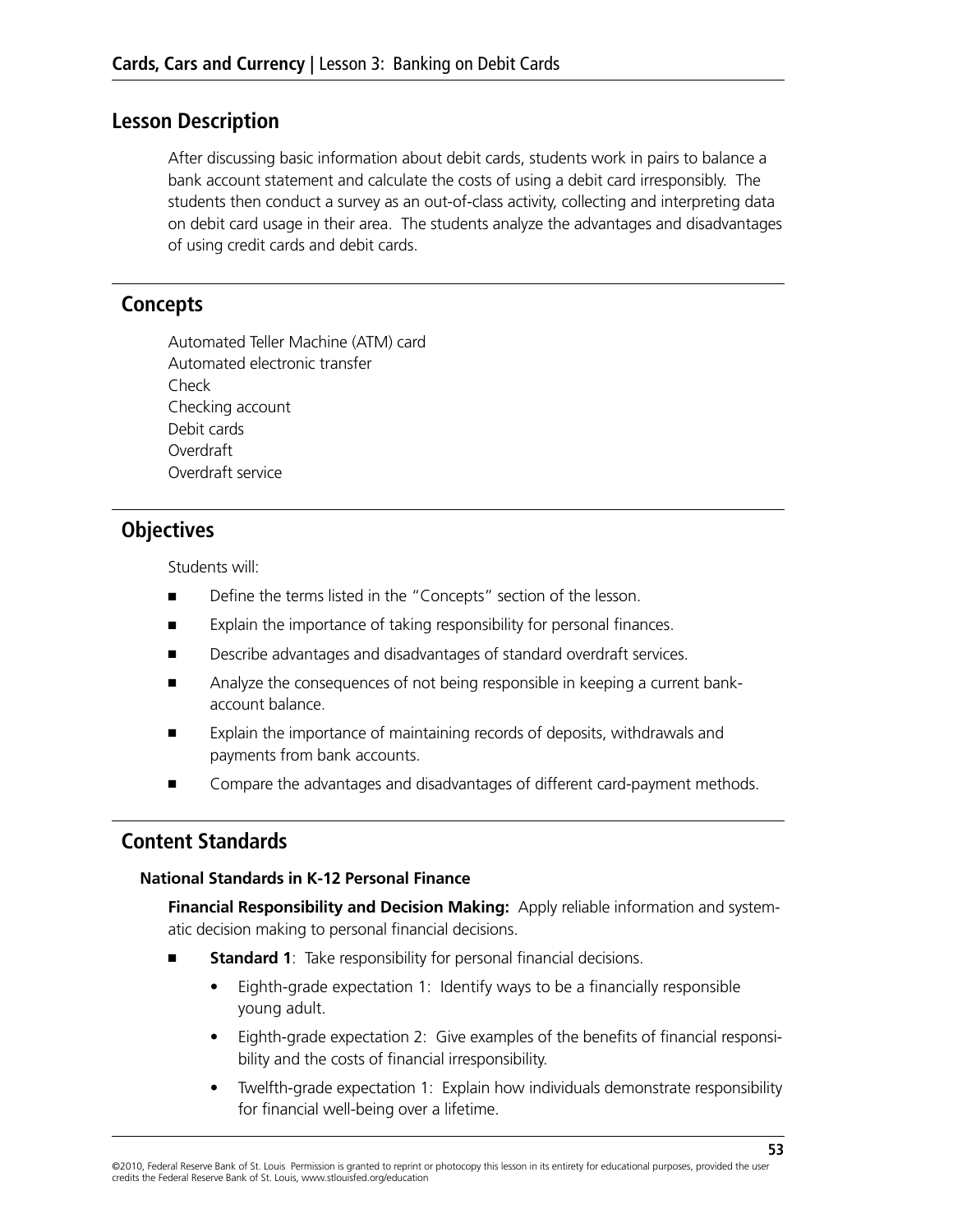## Lesson Description

After discussing basic information about debit cards, students work in pairs to balance a bank account statement and calculate the costs of using a debit card irresponsibly. The students then conduct a survey as an out-of-class activity, collecting and interpreting data on debit card usage in their area. The students analyze the advantages and disadvantages of using credit cards and debit cards.

## Concepts

Automated Teller Machine (ATM) card
Automated electronic transfer
Check
Checking account
Debit cards
Overdraft
Overdraft service

## Objectives

Students will:

- Define the terms listed in the "Concepts" section of the lesson.
- Explain the importance of taking responsibility for personal finances.
- Describe advantages and disadvantages of standard overdraft services.
- Analyze the consequences of not being responsible in keeping a current bank-account balance.
- Explain the importance of maintaining records of deposits, withdrawals and payments from bank accounts.
- Compare the advantages and disadvantages of different card-payment methods.

## Content Standards

### National Standards in K-12 Personal Finance

**Financial Responsibility and Decision Making:** Apply reliable information and systematic decision making to personal financial decisions.

- **Standard 1**: Take responsibility for personal financial decisions.
  - Eighth-grade expectation 1: Identify ways to be a financially responsible young adult.
  - Eighth-grade expectation 2: Give examples of the benefits of financial responsibility and the costs of financial irresponsibility.
  - Twelfth-grade expectation 1: Explain how individuals demonstrate responsibility for financial well-being over a lifetime.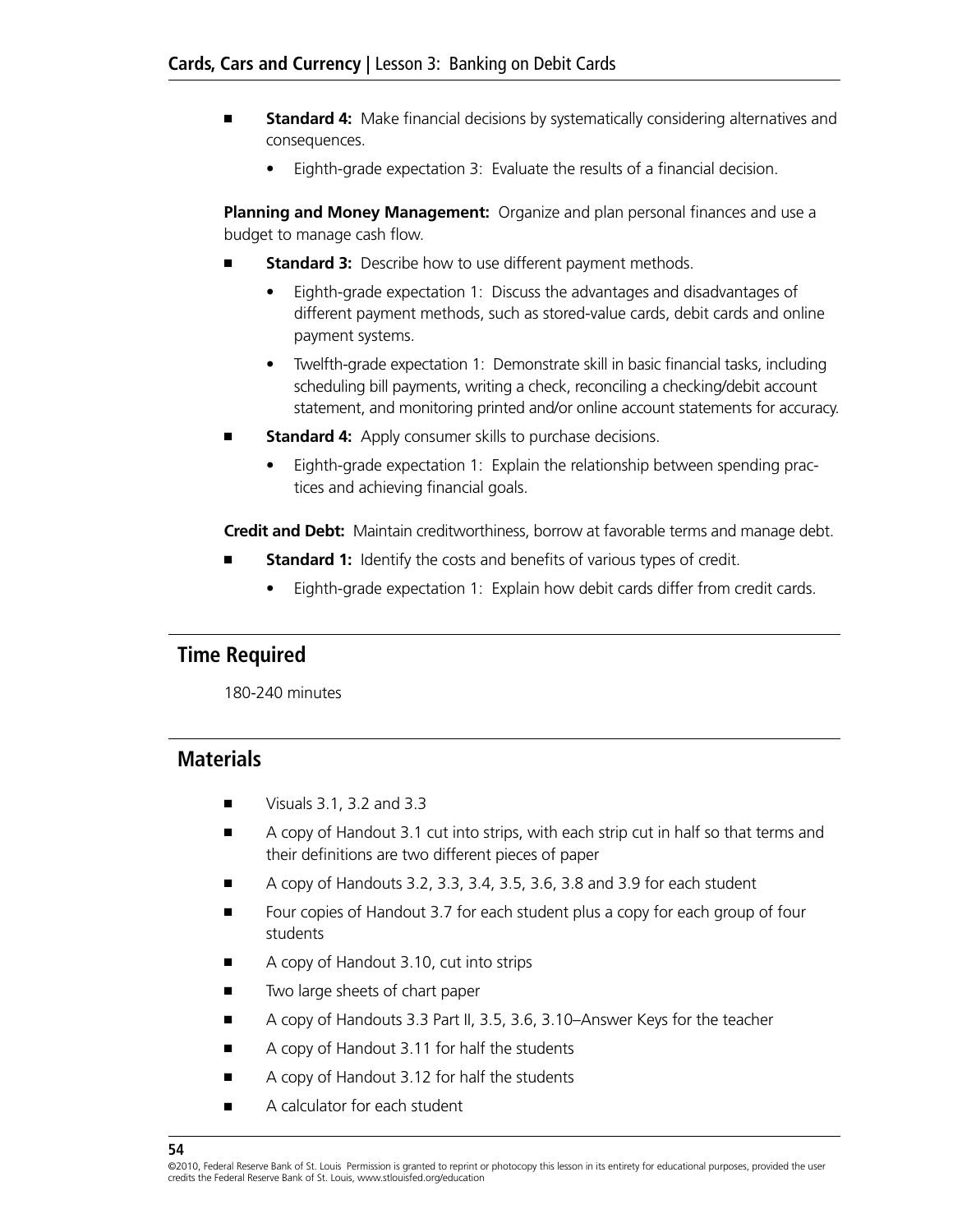- **Standard 4:** Make financial decisions by systematically considering alternatives and consequences.
  - Eighth-grade expectation 3: Evaluate the results of a financial decision.

**Planning and Money Management:** Organize and plan personal finances and use a budget to manage cash flow.

- **Standard 3:** Describe how to use different payment methods.
  - Eighth-grade expectation 1: Discuss the advantages and disadvantages of different payment methods, such as stored-value cards, debit cards and online payment systems.
  - Twelfth-grade expectation 1: Demonstrate skill in basic financial tasks, including scheduling bill payments, writing a check, reconciling a checking/debit account statement, and monitoring printed and/or online account statements for accuracy.
- **Standard 4:** Apply consumer skills to purchase decisions.
  - Eighth-grade expectation 1: Explain the relationship between spending practices and achieving financial goals.

**Credit and Debt:** Maintain creditworthiness, borrow at favorable terms and manage debt.

- **Standard 1:** Identify the costs and benefits of various types of credit.
  - Eighth-grade expectation 1: Explain how debit cards differ from credit cards.

## Time Required

180-240 minutes

## Materials

- Visuals 3.1, 3.2 and 3.3
- A copy of Handout 3.1 cut into strips, with each strip cut in half so that terms and their definitions are two different pieces of paper
- A copy of Handouts 3.2, 3.3, 3.4, 3.5, 3.6, 3.8 and 3.9 for each student
- Four copies of Handout 3.7 for each student plus a copy for each group of four students
- A copy of Handout 3.10, cut into strips
- Two large sheets of chart paper
- A copy of Handouts 3.3 Part II, 3.5, 3.6, 3.10–Answer Keys for the teacher
- A copy of Handout 3.11 for half the students
- A copy of Handout 3.12 for half the students
- A calculator for each student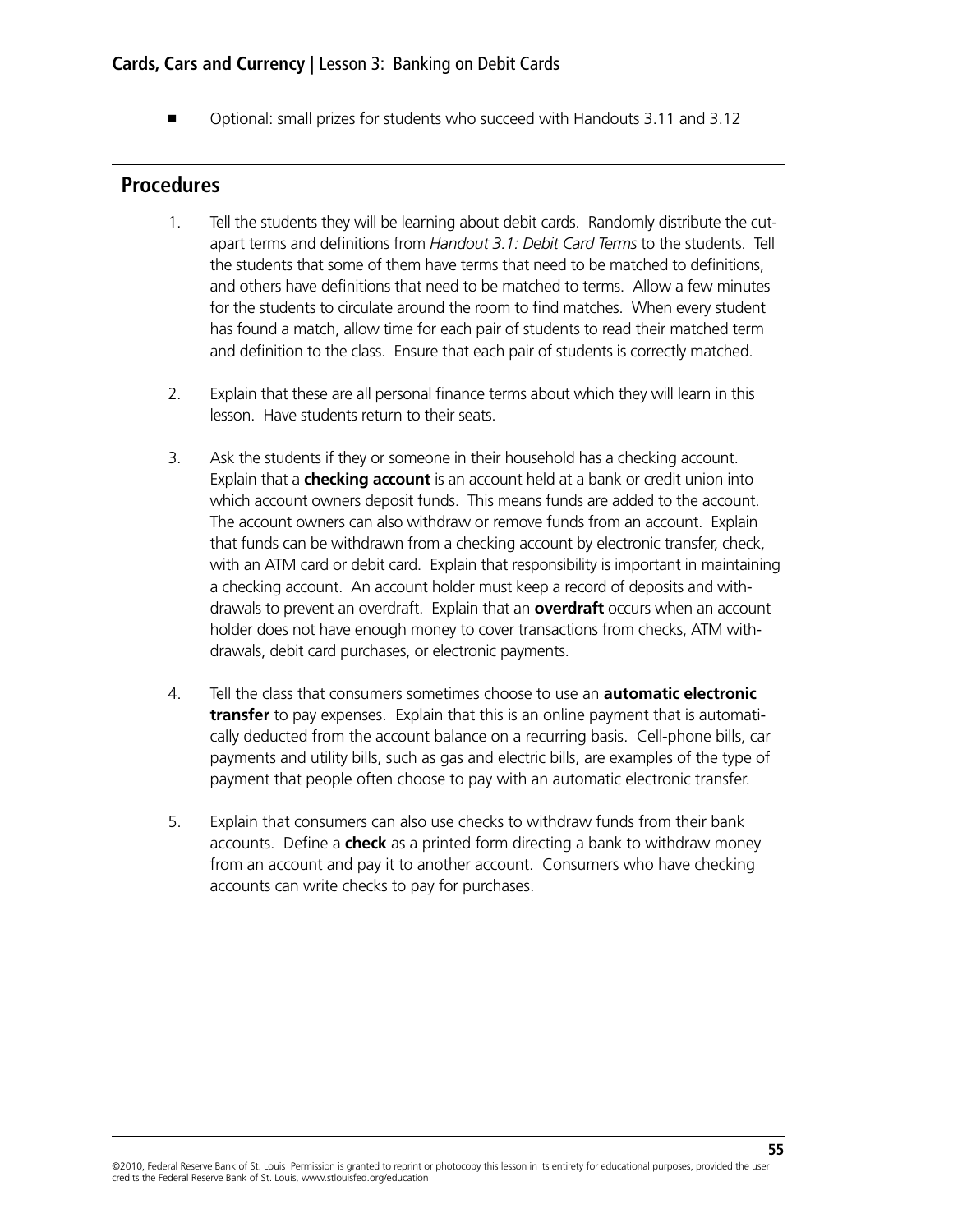- Optional: small prizes for students who succeed with Handouts 3.11 and 3.12

## Procedures

1. Tell the students they will be learning about debit cards. Randomly distribute the cut-apart terms and definitions from *Handout 3.1: Debit Card Terms* to the students. Tell the students that some of them have terms that need to be matched to definitions, and others have definitions that need to be matched to terms. Allow a few minutes for the students to circulate around the room to find matches. When every student has found a match, allow time for each pair of students to read their matched term and definition to the class. Ensure that each pair of students is correctly matched.

2. Explain that these are all personal finance terms about which they will learn in this lesson. Have students return to their seats.

3. Ask the students if they or someone in their household has a checking account. Explain that a **checking account** is an account held at a bank or credit union into which account owners deposit funds. This means funds are added to the account. The account owners can also withdraw or remove funds from an account. Explain that funds can be withdrawn from a checking account by electronic transfer, check, with an ATM card or debit card. Explain that responsibility is important in maintaining a checking account. An account holder must keep a record of deposits and withdrawals to prevent an overdraft. Explain that an **overdraft** occurs when an account holder does not have enough money to cover transactions from checks, ATM withdrawals, debit card purchases, or electronic payments.

4. Tell the class that consumers sometimes choose to use an **automatic electronic transfer** to pay expenses. Explain that this is an online payment that is automatically deducted from the account balance on a recurring basis. Cell-phone bills, car payments and utility bills, such as gas and electric bills, are examples of the type of payment that people often choose to pay with an automatic electronic transfer.

5. Explain that consumers can also use checks to withdraw funds from their bank accounts. Define a **check** as a printed form directing a bank to withdraw money from an account and pay it to another account. Consumers who have checking accounts can write checks to pay for purchases.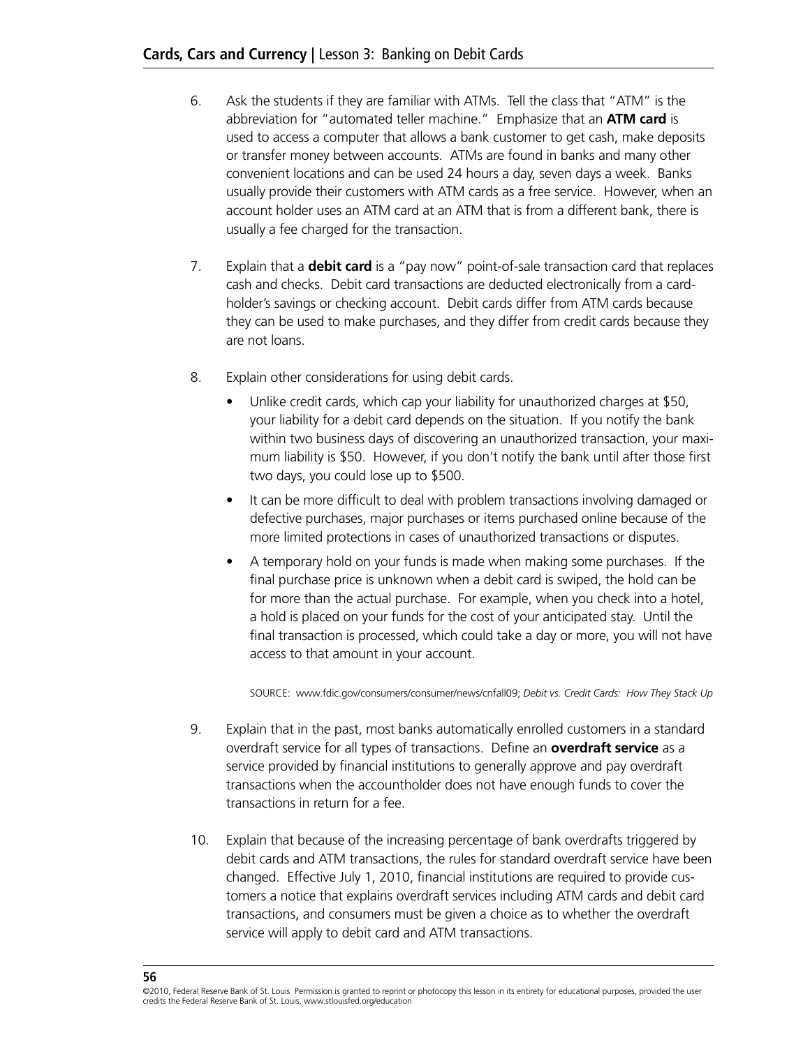6. Ask the students if they are familiar with ATMs. Tell the class that "ATM" is the abbreviation for "automated teller machine." Emphasize that an **ATM card** is used to access a computer that allows a bank customer to get cash, make deposits or transfer money between accounts. ATMs are found in banks and many other convenient locations and can be used 24 hours a day, seven days a week. Banks usually provide their customers with ATM cards as a free service. However, when an account holder uses an ATM card at an ATM that is from a different bank, there is usually a fee charged for the transaction.

7. Explain that a **debit card** is a "pay now" point-of-sale transaction card that replaces cash and checks. Debit card transactions are deducted electronically from a card-holder's savings or checking account. Debit cards differ from ATM cards because they can be used to make purchases, and they differ from credit cards because they are not loans.

8. Explain other considerations for using debit cards.

   - Unlike credit cards, which cap your liability for unauthorized charges at $50, your liability for a debit card depends on the situation. If you notify the bank within two business days of discovering an unauthorized transaction, your maximum liability is $50. However, if you don't notify the bank until after those first two days, you could lose up to $500.
   - It can be more difficult to deal with problem transactions involving damaged or defective purchases, major purchases or items purchased online because of the more limited protections in cases of unauthorized transactions or disputes.
   - A temporary hold on your funds is made when making some purchases. If the final purchase price is unknown when a debit card is swiped, the hold can be for more than the actual purchase. For example, when you check into a hotel, a hold is placed on your funds for the cost of your anticipated stay. Until the final transaction is processed, which could take a day or more, you will not have access to that amount in your account.

   SOURCE: www.fdic.gov/consumers/consumer/news/cnfall09; *Debit vs. Credit Cards: How They Stack Up*

9. Explain that in the past, most banks automatically enrolled customers in a standard overdraft service for all types of transactions. Define an **overdraft service** as a service provided by financial institutions to generally approve and pay overdraft transactions when the accountholder does not have enough funds to cover the transactions in return for a fee.

10. Explain that because of the increasing percentage of bank overdrafts triggered by debit cards and ATM transactions, the rules for standard overdraft service have been changed. Effective July 1, 2010, financial institutions are required to provide customers a notice that explains overdraft services including ATM cards and debit card transactions, and consumers must be given a choice as to whether the overdraft service will apply to debit card and ATM transactions.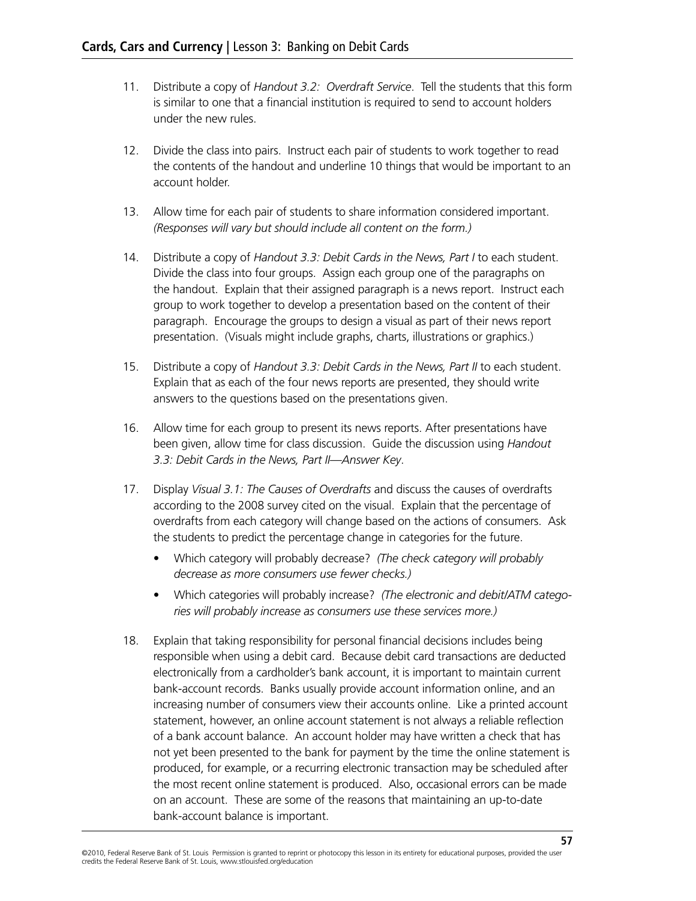11. Distribute a copy of *Handout 3.2: Overdraft Service*. Tell the students that this form is similar to one that a financial institution is required to send to account holders under the new rules.

12. Divide the class into pairs. Instruct each pair of students to work together to read the contents of the handout and underline 10 things that would be important to an account holder.

13. Allow time for each pair of students to share information considered important. *(Responses will vary but should include all content on the form.)*

14. Distribute a copy of *Handout 3.3: Debit Cards in the News, Part I* to each student. Divide the class into four groups. Assign each group one of the paragraphs on the handout. Explain that their assigned paragraph is a news report. Instruct each group to work together to develop a presentation based on the content of their paragraph. Encourage the groups to design a visual as part of their news report presentation. (Visuals might include graphs, charts, illustrations or graphics.)

15. Distribute a copy of *Handout 3.3: Debit Cards in the News, Part II* to each student. Explain that as each of the four news reports are presented, they should write answers to the questions based on the presentations given.

16. Allow time for each group to present its news reports. After presentations have been given, allow time for class discussion. Guide the discussion using *Handout 3.3: Debit Cards in the News, Part II—Answer Key*.

17. Display *Visual 3.1: The Causes of Overdrafts* and discuss the causes of overdrafts according to the 2008 survey cited on the visual. Explain that the percentage of overdrafts from each category will change based on the actions of consumers. Ask the students to predict the percentage change in categories for the future.
    - Which category will probably decrease? *(The check category will probably decrease as more consumers use fewer checks.)*
    - Which categories will probably increase? *(The electronic and debit/ATM categories will probably increase as consumers use these services more.)*

18. Explain that taking responsibility for personal financial decisions includes being responsible when using a debit card. Because debit card transactions are deducted electronically from a cardholder's bank account, it is important to maintain current bank-account records. Banks usually provide account information online, and an increasing number of consumers view their accounts online. Like a printed account statement, however, an online account statement is not always a reliable reflection of a bank account balance. An account holder may have written a check that has not yet been presented to the bank for payment by the time the online statement is produced, for example, or a recurring electronic transaction may be scheduled after the most recent online statement is produced. Also, occasional errors can be made on an account. These are some of the reasons that maintaining an up-to-date bank-account balance is important.

©2010, Federal Reserve Bank of St. Louis Permission is granted to reprint or photocopy this lesson in its entirety for educational purposes, provided the user credits the Federal Reserve Bank of St. Louis, www.stlouisfed.org/education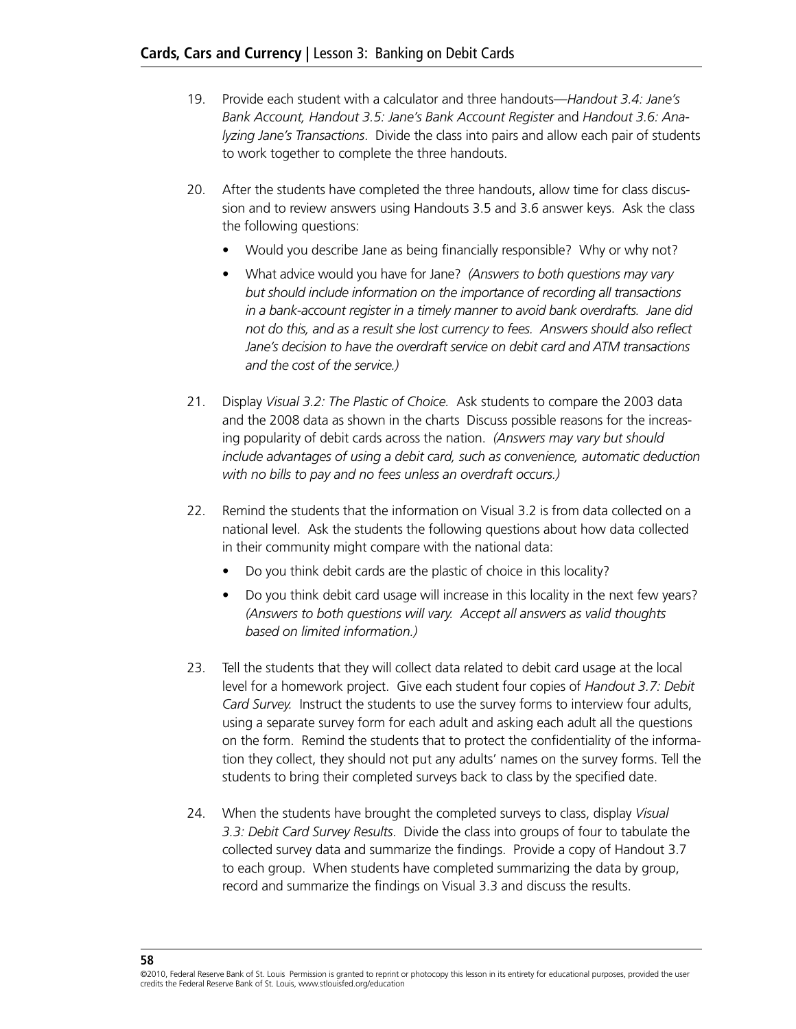19. Provide each student with a calculator and three handouts—*Handout 3.4: Jane's Bank Account, Handout 3.5: Jane's Bank Account Register* and *Handout 3.6: Analyzing Jane's Transactions*. Divide the class into pairs and allow each pair of students to work together to complete the three handouts.

20. After the students have completed the three handouts, allow time for class discussion and to review answers using Handouts 3.5 and 3.6 answer keys. Ask the class the following questions:

    - Would you describe Jane as being financially responsible? Why or why not?
    - What advice would you have for Jane? *(Answers to both questions may vary but should include information on the importance of recording all transactions in a bank-account register in a timely manner to avoid bank overdrafts. Jane did not do this, and as a result she lost currency to fees. Answers should also reflect Jane's decision to have the overdraft service on debit card and ATM transactions and the cost of the service.)*

21. Display *Visual 3.2: The Plastic of Choice.* Ask students to compare the 2003 data and the 2008 data as shown in the charts Discuss possible reasons for the increasing popularity of debit cards across the nation. *(Answers may vary but should include advantages of using a debit card, such as convenience, automatic deduction with no bills to pay and no fees unless an overdraft occurs.)*

22. Remind the students that the information on Visual 3.2 is from data collected on a national level. Ask the students the following questions about how data collected in their community might compare with the national data:

    - Do you think debit cards are the plastic of choice in this locality?
    - Do you think debit card usage will increase in this locality in the next few years? *(Answers to both questions will vary. Accept all answers as valid thoughts based on limited information.)*

23. Tell the students that they will collect data related to debit card usage at the local level for a homework project. Give each student four copies of *Handout 3.7: Debit Card Survey.* Instruct the students to use the survey forms to interview four adults, using a separate survey form for each adult and asking each adult all the questions on the form. Remind the students that to protect the confidentiality of the information they collect, they should not put any adults' names on the survey forms. Tell the students to bring their completed surveys back to class by the specified date.

24. When the students have brought the completed surveys to class, display *Visual 3.3: Debit Card Survey Results*. Divide the class into groups of four to tabulate the collected survey data and summarize the findings. Provide a copy of Handout 3.7 to each group. When students have completed summarizing the data by group, record and summarize the findings on Visual 3.3 and discuss the results.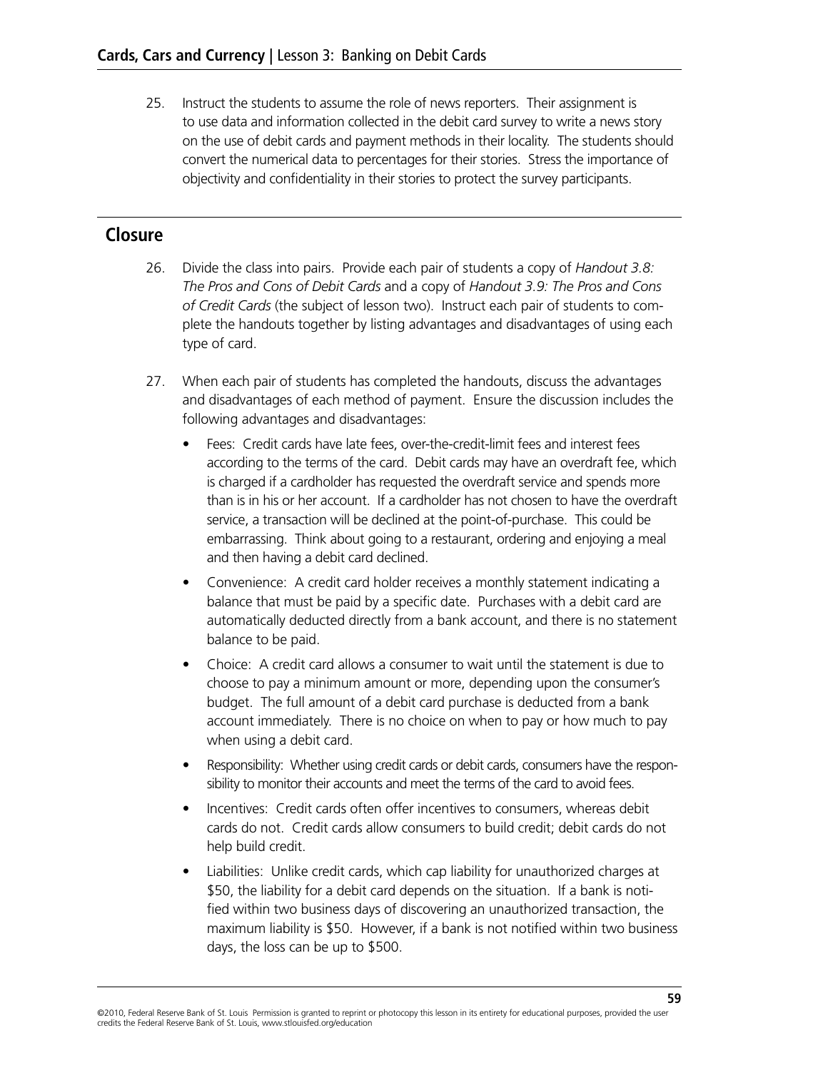25. Instruct the students to assume the role of news reporters. Their assignment is to use data and information collected in the debit card survey to write a news story on the use of debit cards and payment methods in their locality. The students should convert the numerical data to percentages for their stories. Stress the importance of objectivity and confidentiality in their stories to protect the survey participants.

## Closure

26. Divide the class into pairs. Provide each pair of students a copy of *Handout 3.8: The Pros and Cons of Debit Cards* and a copy of *Handout 3.9: The Pros and Cons of Credit Cards* (the subject of lesson two). Instruct each pair of students to complete the handouts together by listing advantages and disadvantages of using each type of card.

27. When each pair of students has completed the handouts, discuss the advantages and disadvantages of each method of payment. Ensure the discussion includes the following advantages and disadvantages:

    - Fees: Credit cards have late fees, over-the-credit-limit fees and interest fees according to the terms of the card. Debit cards may have an overdraft fee, which is charged if a cardholder has requested the overdraft service and spends more than is in his or her account. If a cardholder has not chosen to have the overdraft service, a transaction will be declined at the point-of-purchase. This could be embarrassing. Think about going to a restaurant, ordering and enjoying a meal and then having a debit card declined.
    - Convenience: A credit card holder receives a monthly statement indicating a balance that must be paid by a specific date. Purchases with a debit card are automatically deducted directly from a bank account, and there is no statement balance to be paid.
    - Choice: A credit card allows a consumer to wait until the statement is due to choose to pay a minimum amount or more, depending upon the consumer's budget. The full amount of a debit card purchase is deducted from a bank account immediately. There is no choice on when to pay or how much to pay when using a debit card.
    - Responsibility: Whether using credit cards or debit cards, consumers have the responsibility to monitor their accounts and meet the terms of the card to avoid fees.
    - Incentives: Credit cards often offer incentives to consumers, whereas debit cards do not. Credit cards allow consumers to build credit; debit cards do not help build credit.
    - Liabilities: Unlike credit cards, which cap liability for unauthorized charges at $50, the liability for a debit card depends on the situation. If a bank is notified within two business days of discovering an unauthorized transaction, the maximum liability is $50. However, if a bank is not notified within two business days, the loss can be up to $500.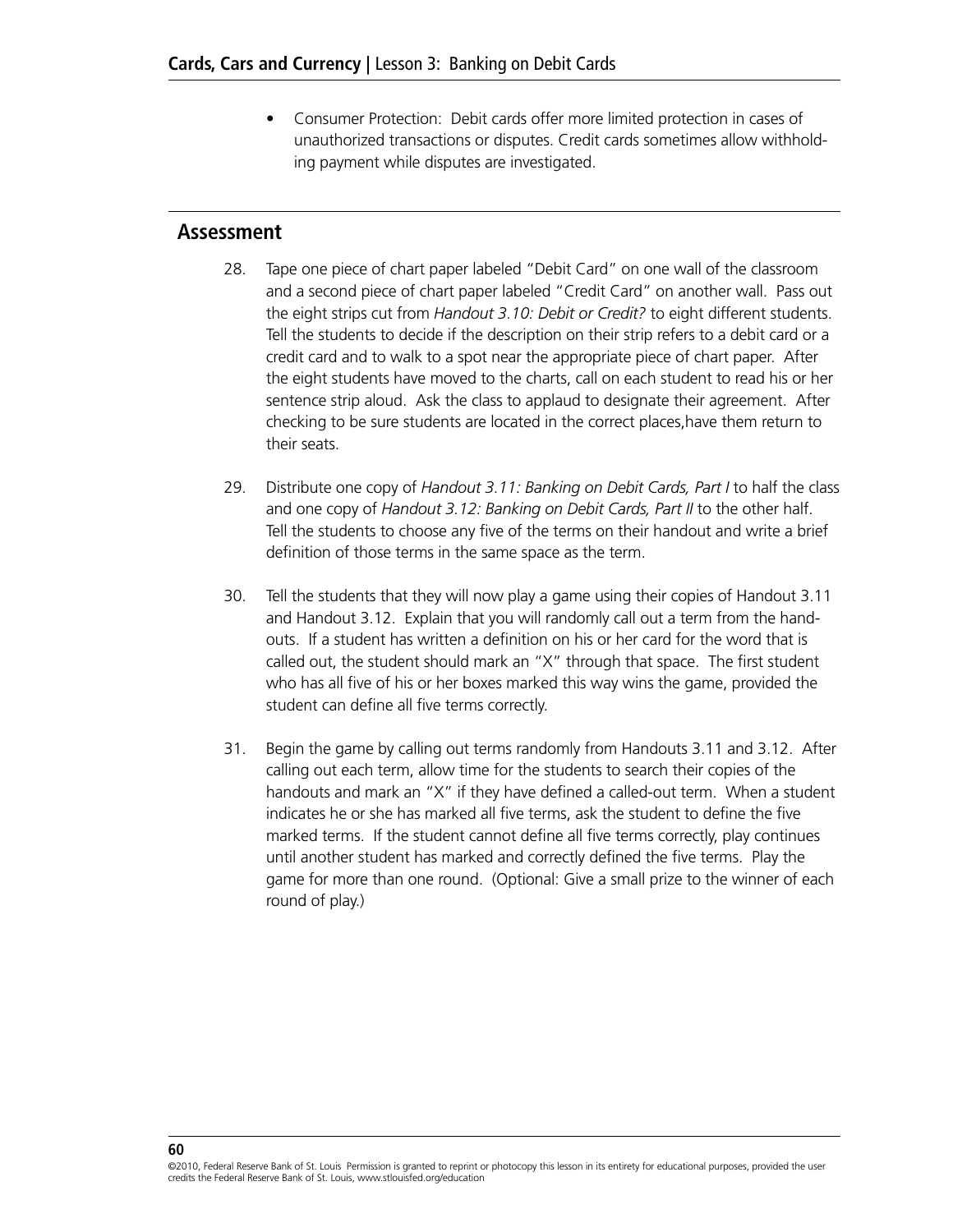- Consumer Protection: Debit cards offer more limited protection in cases of unauthorized transactions or disputes. Credit cards sometimes allow withholding payment while disputes are investigated.

## Assessment

28. Tape one piece of chart paper labeled "Debit Card" on one wall of the classroom and a second piece of chart paper labeled "Credit Card" on another wall. Pass out the eight strips cut from *Handout 3.10: Debit or Credit?* to eight different students. Tell the students to decide if the description on their strip refers to a debit card or a credit card and to walk to a spot near the appropriate piece of chart paper. After the eight students have moved to the charts, call on each student to read his or her sentence strip aloud. Ask the class to applaud to designate their agreement. After checking to be sure students are located in the correct places,have them return to their seats.

29. Distribute one copy of *Handout 3.11: Banking on Debit Cards, Part I* to half the class and one copy of *Handout 3.12: Banking on Debit Cards, Part II* to the other half. Tell the students to choose any five of the terms on their handout and write a brief definition of those terms in the same space as the term.

30. Tell the students that they will now play a game using their copies of Handout 3.11 and Handout 3.12. Explain that you will randomly call out a term from the handouts. If a student has written a definition on his or her card for the word that is called out, the student should mark an "X" through that space. The first student who has all five of his or her boxes marked this way wins the game, provided the student can define all five terms correctly.

31. Begin the game by calling out terms randomly from Handouts 3.11 and 3.12. After calling out each term, allow time for the students to search their copies of the handouts and mark an "X" if they have defined a called-out term. When a student indicates he or she has marked all five terms, ask the student to define the five marked terms. If the student cannot define all five terms correctly, play continues until another student has marked and correctly defined the five terms. Play the game for more than one round. (Optional: Give a small prize to the winner of each round of play.)

©2010, Federal Reserve Bank of St. Louis Permission is granted to reprint or photocopy this lesson in its entirety for educational purposes, provided the user credits the Federal Reserve Bank of St. Louis, www.stlouisfed.org/education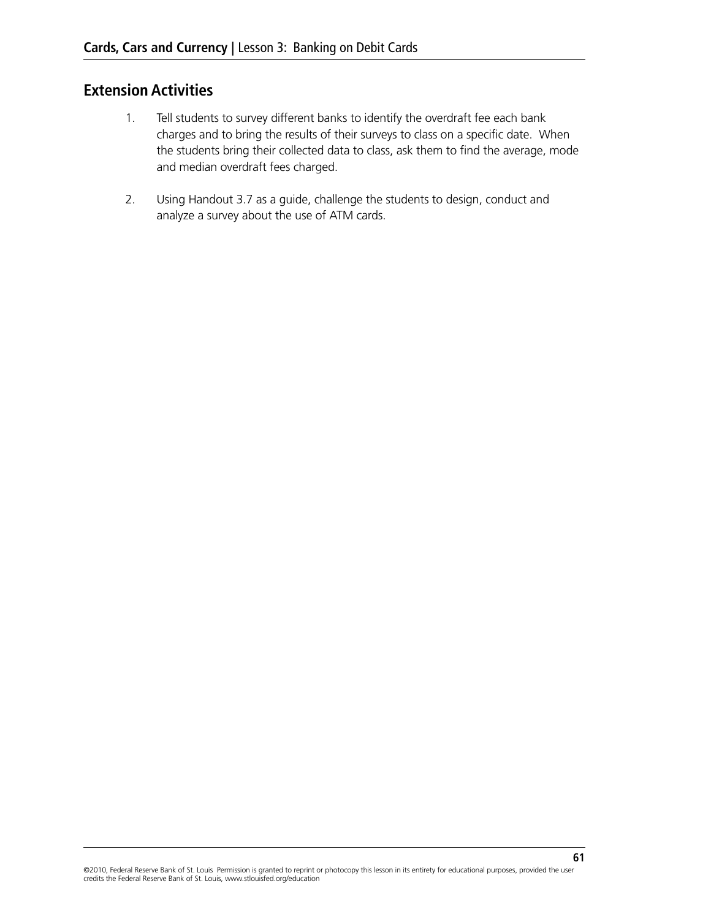## Extension Activities

1. Tell students to survey different banks to identify the overdraft fee each bank charges and to bring the results of their surveys to class on a specific date. When the students bring their collected data to class, ask them to find the average, mode and median overdraft fees charged.

2. Using Handout 3.7 as a guide, challenge the students to design, conduct and analyze a survey about the use of ATM cards.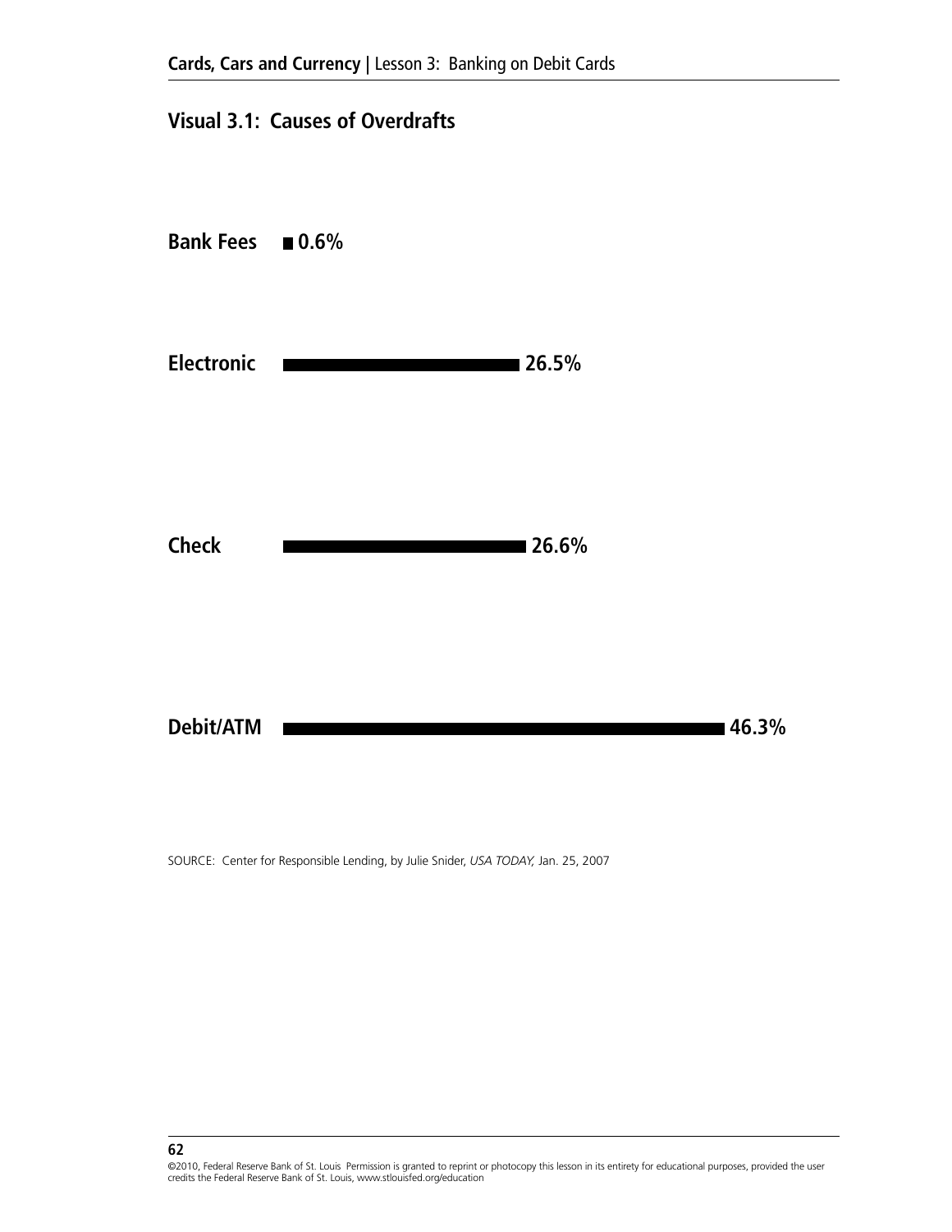## Visual 3.1: Causes of Overdrafts

| Cause | Percentage |
|---|---|
| Bank Fees | 0.6% |
| Electronic | 26.5% |
| Check | 26.6% |
| Debit/ATM | 46.3% |

SOURCE: Center for Responsible Lending, by Julie Snider, *USA TODAY,* Jan. 25, 2007

©2010, Federal Reserve Bank of St. Louis Permission is granted to reprint or photocopy this lesson in its entirety for educational purposes, provided the user credits the Federal Reserve Bank of St. Louis, www.stlouisfed.org/education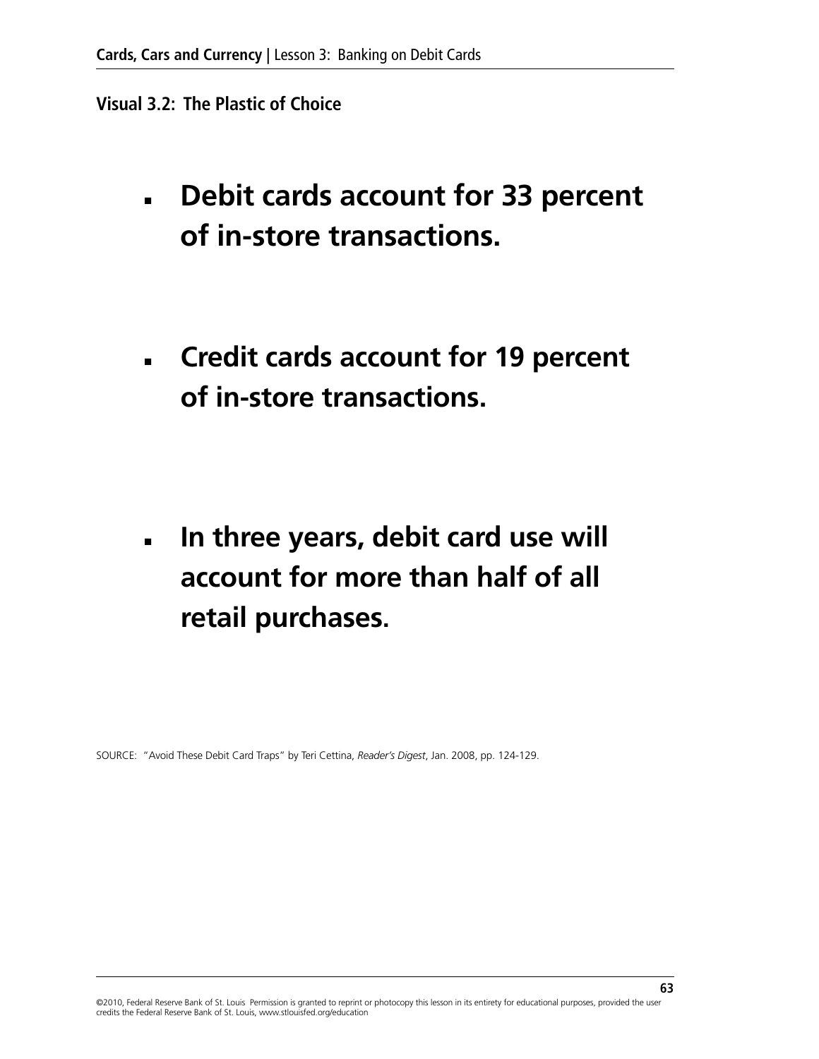**Visual 3.2: The Plastic of Choice**

- **Debit cards account for 33 percent of in-store transactions.**

- **Credit cards account for 19 percent of in-store transactions.**

- **In three years, debit card use will account for more than half of all retail purchases.**

SOURCE: "Avoid These Debit Card Traps" by Teri Cettina, *Reader's Digest*, Jan. 2008, pp. 124-129.

©2010, Federal Reserve Bank of St. Louis Permission is granted to reprint or photocopy this lesson in its entirety for educational purposes, provided the user credits the Federal Reserve Bank of St. Louis, www.stlouisfed.org/education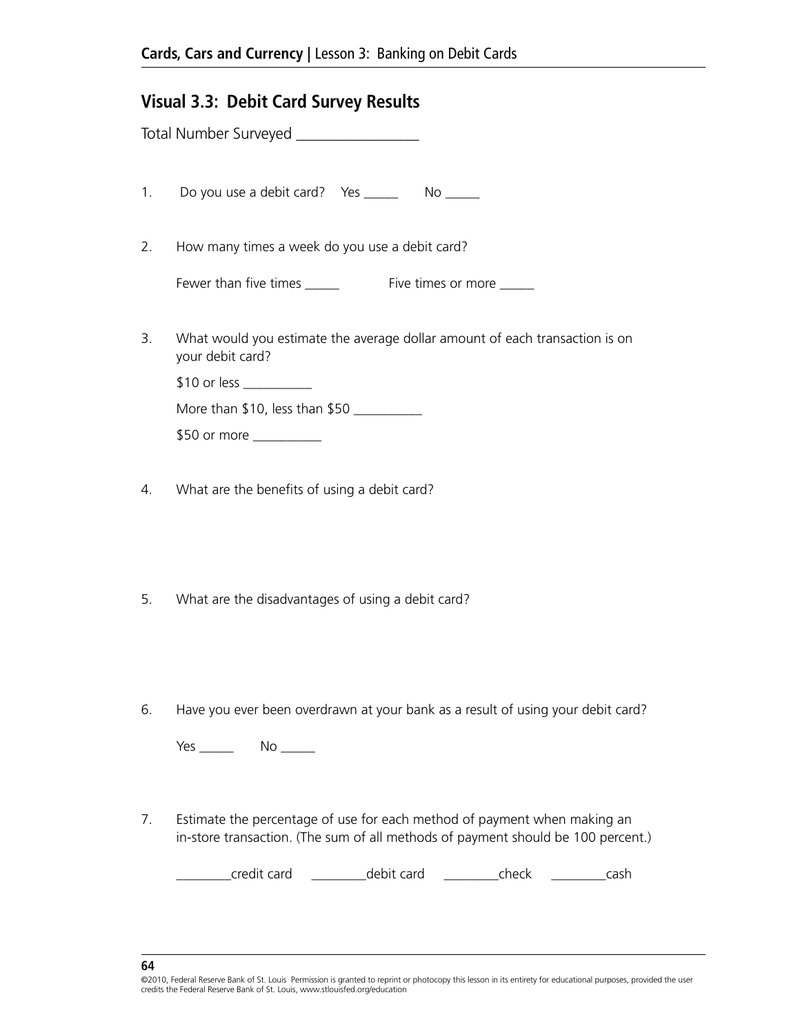## Visual 3.3: Debit Card Survey Results

Total Number Surveyed ________________

1. Do you use a debit card? Yes _____ No _____

2. How many times a week do you use a debit card?

   Fewer than five times _____ Five times or more _____

3. What would you estimate the average dollar amount of each transaction is on your debit card?

   $10 or less __________

   More than $10, less than $50 __________

   $50 or more __________

4. What are the benefits of using a debit card?

5. What are the disadvantages of using a debit card?

6. Have you ever been overdrawn at your bank as a result of using your debit card?

   Yes _____ No _____

7. Estimate the percentage of use for each method of payment when making an in-store transaction. (The sum of all methods of payment should be 100 percent.)

   ________credit card ________debit card ________check ________cash

©2010, Federal Reserve Bank of St. Louis Permission is granted to reprint or photocopy this lesson in its entirety for educational purposes, provided the user credits the Federal Reserve Bank of St. Louis, www.stlouisfed.org/education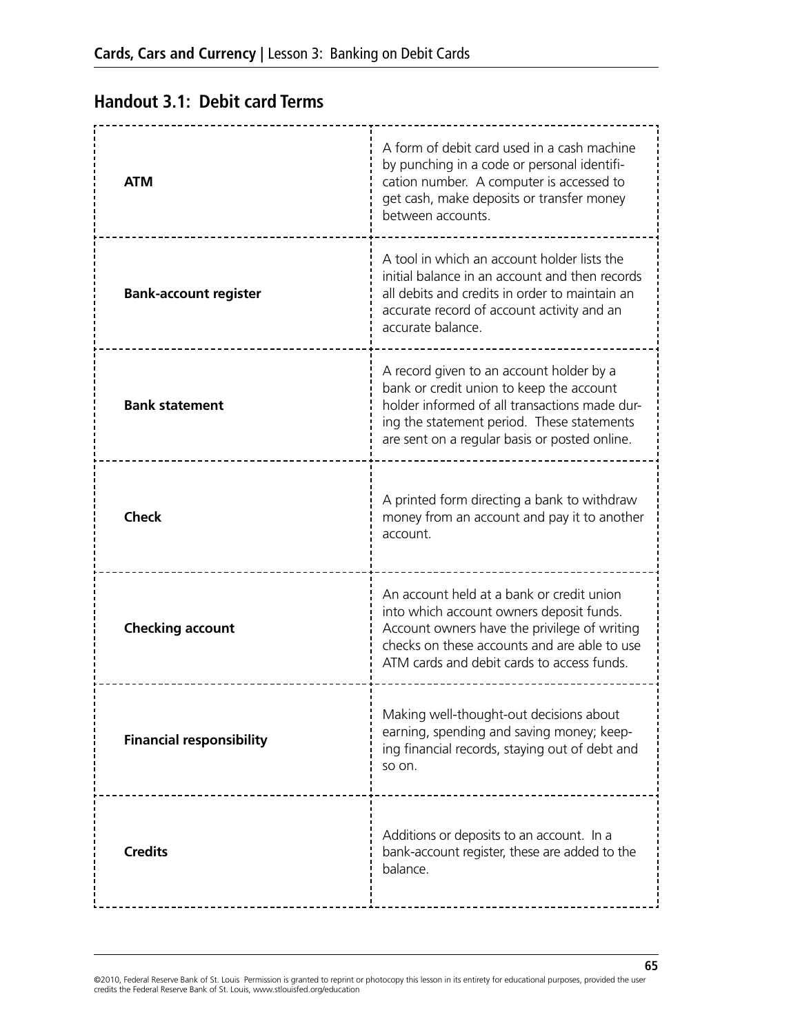## Handout 3.1: Debit card Terms

| | |
|---|---|
| **ATM** | A form of debit card used in a cash machine by punching in a code or personal identification number. A computer is accessed to get cash, make deposits or transfer money between accounts. |
| **Bank-account register** | A tool in which an account holder lists the initial balance in an account and then records all debits and credits in order to maintain an accurate record of account activity and an accurate balance. |
| **Bank statement** | A record given to an account holder by a bank or credit union to keep the account holder informed of all transactions made during the statement period. These statements are sent on a regular basis or posted online. |
| **Check** | A printed form directing a bank to withdraw money from an account and pay it to another account. |
| **Checking account** | An account held at a bank or credit union into which account owners deposit funds. Account owners have the privilege of writing checks on these accounts and are able to use ATM cards and debit cards to access funds. |
| **Financial responsibility** | Making well-thought-out decisions about earning, spending and saving money; keeping financial records, staying out of debt and so on. |
| **Credits** | Additions or deposits to an account. In a bank-account register, these are added to the balance. |

©2010, Federal Reserve Bank of St. Louis Permission is granted to reprint or photocopy this lesson in its entirety for educational purposes, provided the user credits the Federal Reserve Bank of St. Louis, www.stlouisfed.org/education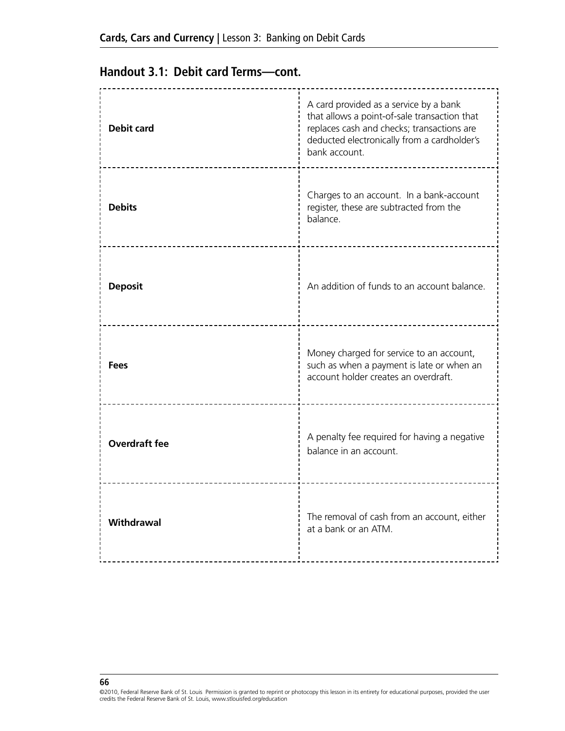## Handout 3.1: Debit card Terms—cont.

| | |
|---|---|
| **Debit card** | A card provided as a service by a bank that allows a point-of-sale transaction that replaces cash and checks; transactions are deducted electronically from a cardholder's bank account. |
| **Debits** | Charges to an account. In a bank-account register, these are subtracted from the balance. |
| **Deposit** | An addition of funds to an account balance. |
| **Fees** | Money charged for service to an account, such as when a payment is late or when an account holder creates an overdraft. |
| **Overdraft fee** | A penalty fee required for having a negative balance in an account. |
| **Withdrawal** | The removal of cash from an account, either at a bank or an ATM. |

©2010, Federal Reserve Bank of St. Louis Permission is granted to reprint or photocopy this lesson in its entirety for educational purposes, provided the user credits the Federal Reserve Bank of St. Louis, www.stlouisfed.org/education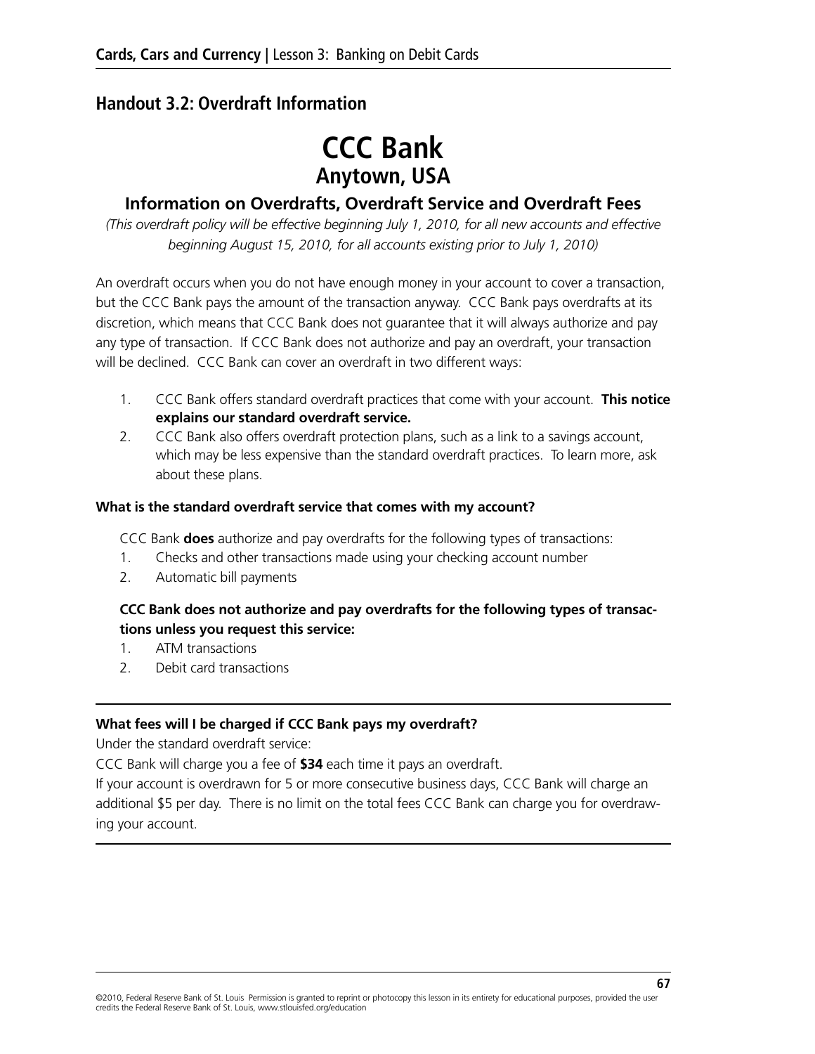## Handout 3.2: Overdraft Information

# CCC Bank

## Anytown, USA

### Information on Overdrafts, Overdraft Service and Overdraft Fees

*(This overdraft policy will be effective beginning July 1, 2010, for all new accounts and effective beginning August 15, 2010, for all accounts existing prior to July 1, 2010)*

An overdraft occurs when you do not have enough money in your account to cover a transaction, but the CCC Bank pays the amount of the transaction anyway. CCC Bank pays overdrafts at its discretion, which means that CCC Bank does not guarantee that it will always authorize and pay any type of transaction. If CCC Bank does not authorize and pay an overdraft, your transaction will be declined. CCC Bank can cover an overdraft in two different ways:

1. CCC Bank offers standard overdraft practices that come with your account. **This notice explains our standard overdraft service.**
2. CCC Bank also offers overdraft protection plans, such as a link to a savings account, which may be less expensive than the standard overdraft practices. To learn more, ask about these plans.

**What is the standard overdraft service that comes with my account?**

CCC Bank **does** authorize and pay overdrafts for the following types of transactions:

1. Checks and other transactions made using your checking account number
2. Automatic bill payments

**CCC Bank does not authorize and pay overdrafts for the following types of transactions unless you request this service:**

1. ATM transactions
2. Debit card transactions

---

**What fees will I be charged if CCC Bank pays my overdraft?**

Under the standard overdraft service:

CCC Bank will charge you a fee of **$34** each time it pays an overdraft.

If your account is overdrawn for 5 or more consecutive business days, CCC Bank will charge an additional $5 per day. There is no limit on the total fees CCC Bank can charge you for overdrawing your account.

---

©2010, Federal Reserve Bank of St. Louis Permission is granted to reprint or photocopy this lesson in its entirety for educational purposes, provided the user credits the Federal Reserve Bank of St. Louis, www.stlouisfed.org/education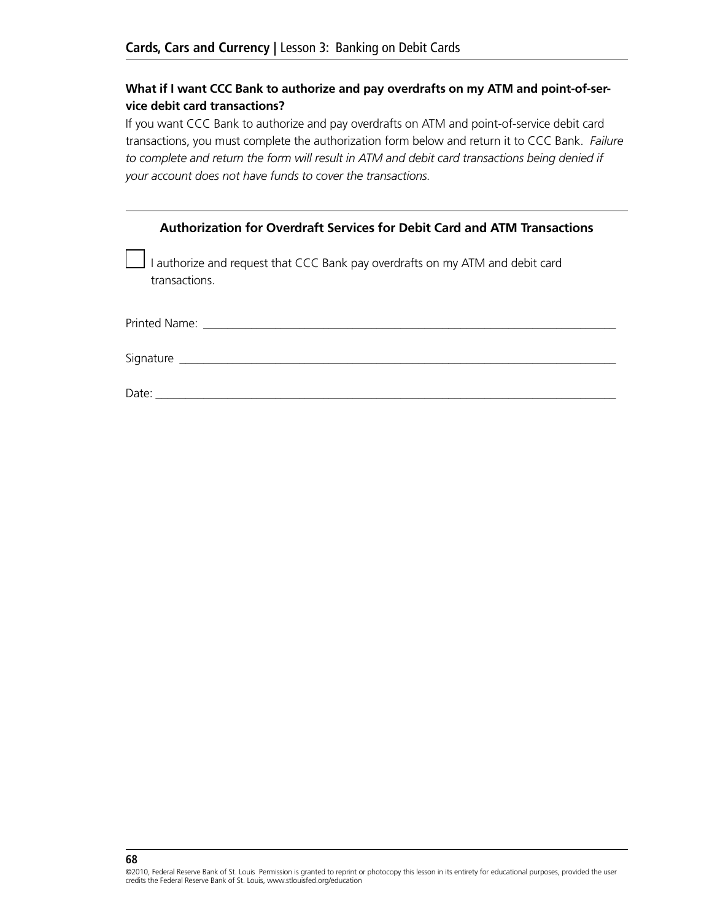**What if I want CCC Bank to authorize and pay overdrafts on my ATM and point-of-service debit card transactions?**

If you want CCC Bank to authorize and pay overdrafts on ATM and point-of-service debit card transactions, you must complete the authorization form below and return it to CCC Bank. *Failure to complete and return the form will result in ATM and debit card transactions being denied if your account does not have funds to cover the transactions.*

---

### Authorization for Overdraft Services for Debit Card and ATM Transactions

☐ I authorize and request that CCC Bank pay overdrafts on my ATM and debit card transactions.

Printed Name: ______________________________________________________________

Signature ________________________________________________________________

Date: ___________________________________________________________________

©2010, Federal Reserve Bank of St. Louis Permission is granted to reprint or photocopy this lesson in its entirety for educational purposes, provided the user credits the Federal Reserve Bank of St. Louis, www.stlouisfed.org/education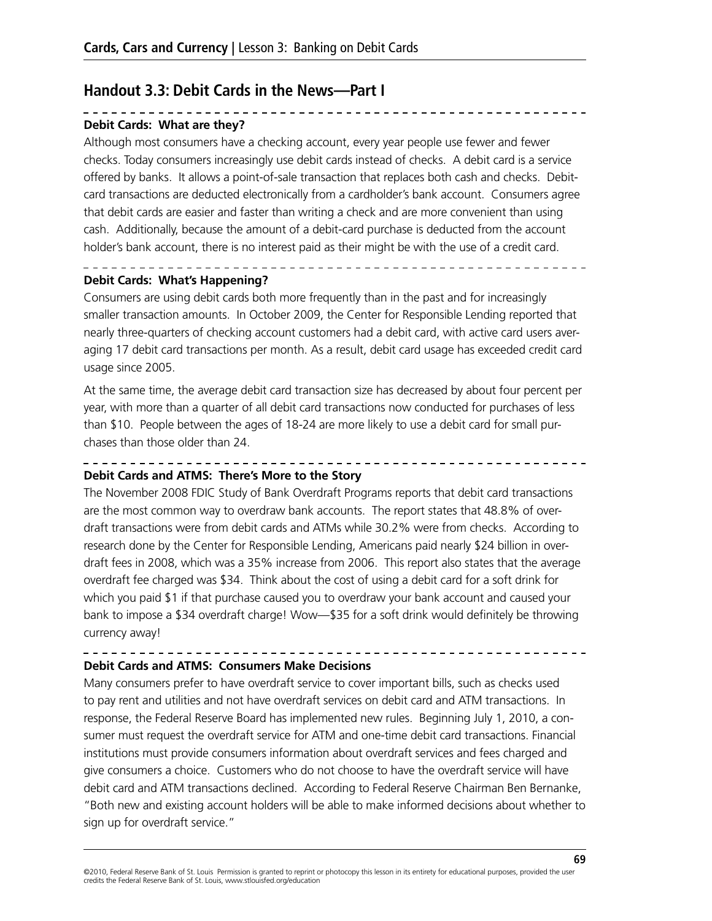## Handout 3.3: Debit Cards in the News—Part I

### Debit Cards: What are they?

Although most consumers have a checking account, every year people use fewer and fewer checks. Today consumers increasingly use debit cards instead of checks. A debit card is a service offered by banks. It allows a point-of-sale transaction that replaces both cash and checks. Debit-card transactions are deducted electronically from a cardholder's bank account. Consumers agree that debit cards are easier and faster than writing a check and are more convenient than using cash. Additionally, because the amount of a debit-card purchase is deducted from the account holder's bank account, there is no interest paid as their might be with the use of a credit card.

### Debit Cards: What's Happening?

Consumers are using debit cards both more frequently than in the past and for increasingly smaller transaction amounts. In October 2009, the Center for Responsible Lending reported that nearly three-quarters of checking account customers had a debit card, with active card users averaging 17 debit card transactions per month. As a result, debit card usage has exceeded credit card usage since 2005.

At the same time, the average debit card transaction size has decreased by about four percent per year, with more than a quarter of all debit card transactions now conducted for purchases of less than $10. People between the ages of 18-24 are more likely to use a debit card for small purchases than those older than 24.

### Debit Cards and ATMS: There's More to the Story

The November 2008 FDIC Study of Bank Overdraft Programs reports that debit card transactions are the most common way to overdraw bank accounts. The report states that 48.8% of overdraft transactions were from debit cards and ATMs while 30.2% were from checks. According to research done by the Center for Responsible Lending, Americans paid nearly $24 billion in overdraft fees in 2008, which was a 35% increase from 2006. This report also states that the average overdraft fee charged was $34. Think about the cost of using a debit card for a soft drink for which you paid $1 if that purchase caused you to overdraw your bank account and caused your bank to impose a $34 overdraft charge! Wow—$35 for a soft drink would definitely be throwing currency away!

### Debit Cards and ATMS: Consumers Make Decisions

Many consumers prefer to have overdraft service to cover important bills, such as checks used to pay rent and utilities and not have overdraft services on debit card and ATM transactions. In response, the Federal Reserve Board has implemented new rules. Beginning July 1, 2010, a consumer must request the overdraft service for ATM and one-time debit card transactions. Financial institutions must provide consumers information about overdraft services and fees charged and give consumers a choice. Customers who do not choose to have the overdraft service will have debit card and ATM transactions declined. According to Federal Reserve Chairman Ben Bernanke, "Both new and existing account holders will be able to make informed decisions about whether to sign up for overdraft service."

©2010, Federal Reserve Bank of St. Louis Permission is granted to reprint or photocopy this lesson in its entirety for educational purposes, provided the user credits the Federal Reserve Bank of St. Louis, www.stlouisfed.org/education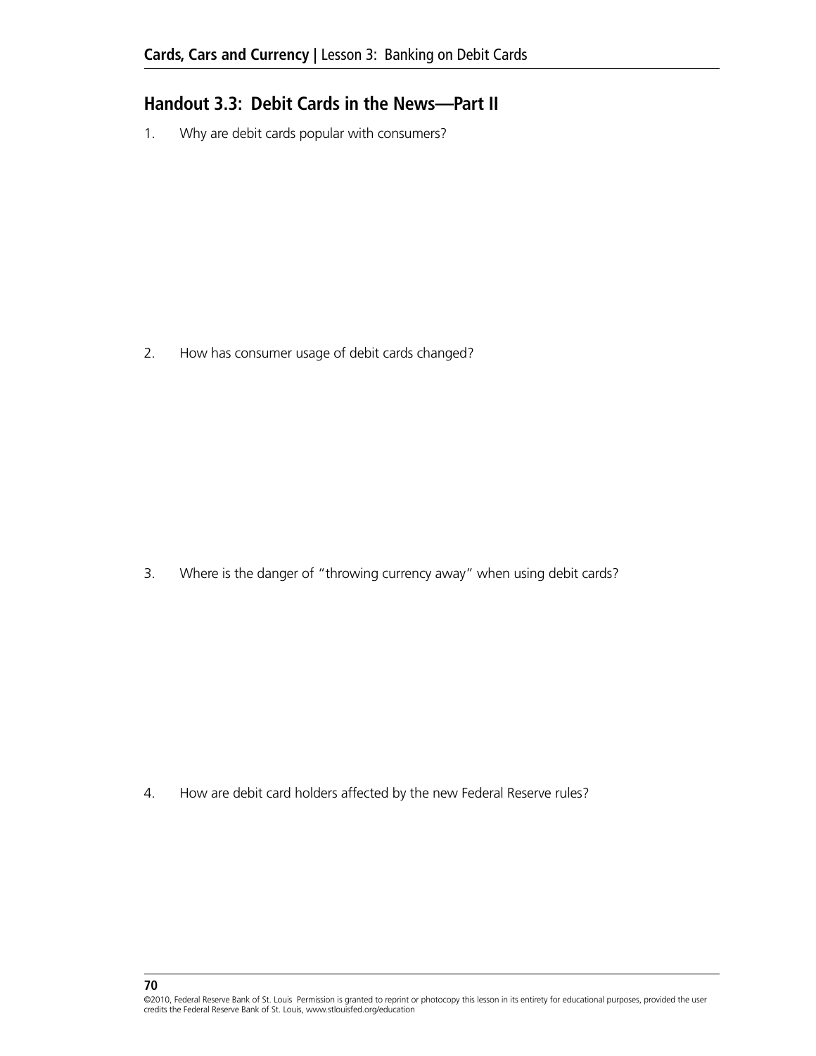## Handout 3.3: Debit Cards in the News—Part II

1. Why are debit cards popular with consumers?

2. How has consumer usage of debit cards changed?

3. Where is the danger of "throwing currency away" when using debit cards?

4. How are debit card holders affected by the new Federal Reserve rules?

©2010, Federal Reserve Bank of St. Louis Permission is granted to reprint or photocopy this lesson in its entirety for educational purposes, provided the user credits the Federal Reserve Bank of St. Louis, www.stlouisfed.org/education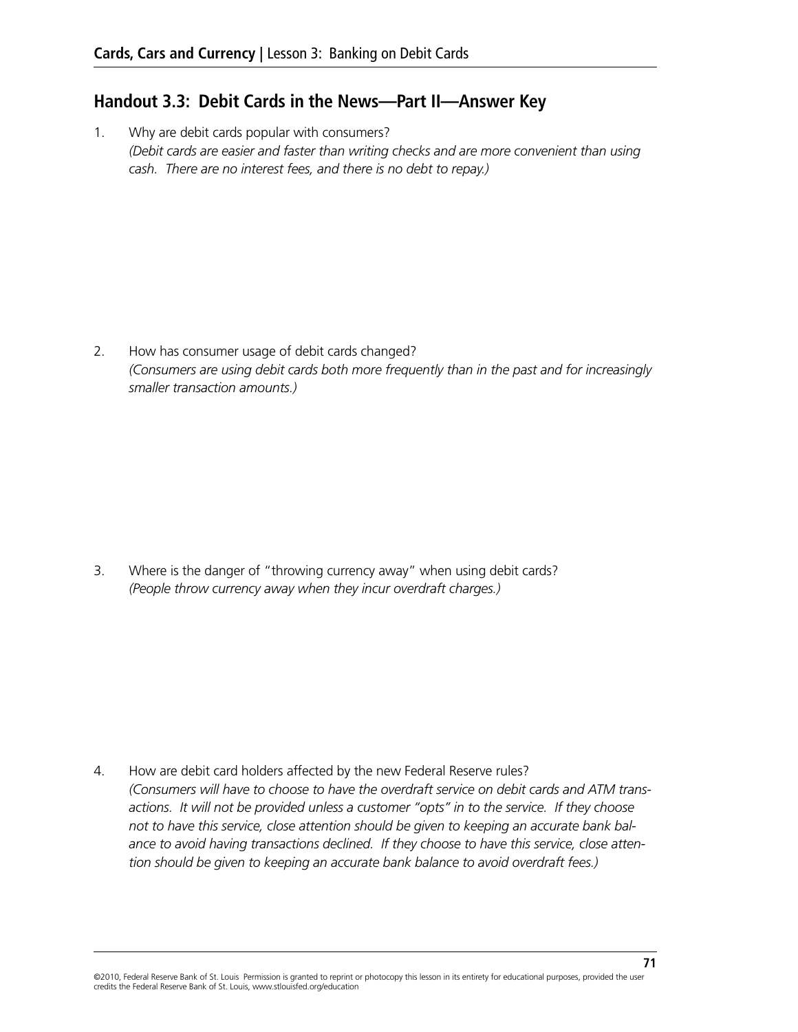## Handout 3.3: Debit Cards in the News—Part II—Answer Key

1. Why are debit cards popular with consumers?
   *(Debit cards are easier and faster than writing checks and are more convenient than using cash. There are no interest fees, and there is no debt to repay.)*

2. How has consumer usage of debit cards changed?
   *(Consumers are using debit cards both more frequently than in the past and for increasingly smaller transaction amounts.)*

3. Where is the danger of "throwing currency away" when using debit cards?
   *(People throw currency away when they incur overdraft charges.)*

4. How are debit card holders affected by the new Federal Reserve rules?
   *(Consumers will have to choose to have the overdraft service on debit cards and ATM transactions. It will not be provided unless a customer "opts" in to the service. If they choose not to have this service, close attention should be given to keeping an accurate bank balance to avoid having transactions declined. If they choose to have this service, close attention should be given to keeping an accurate bank balance to avoid overdraft fees.)*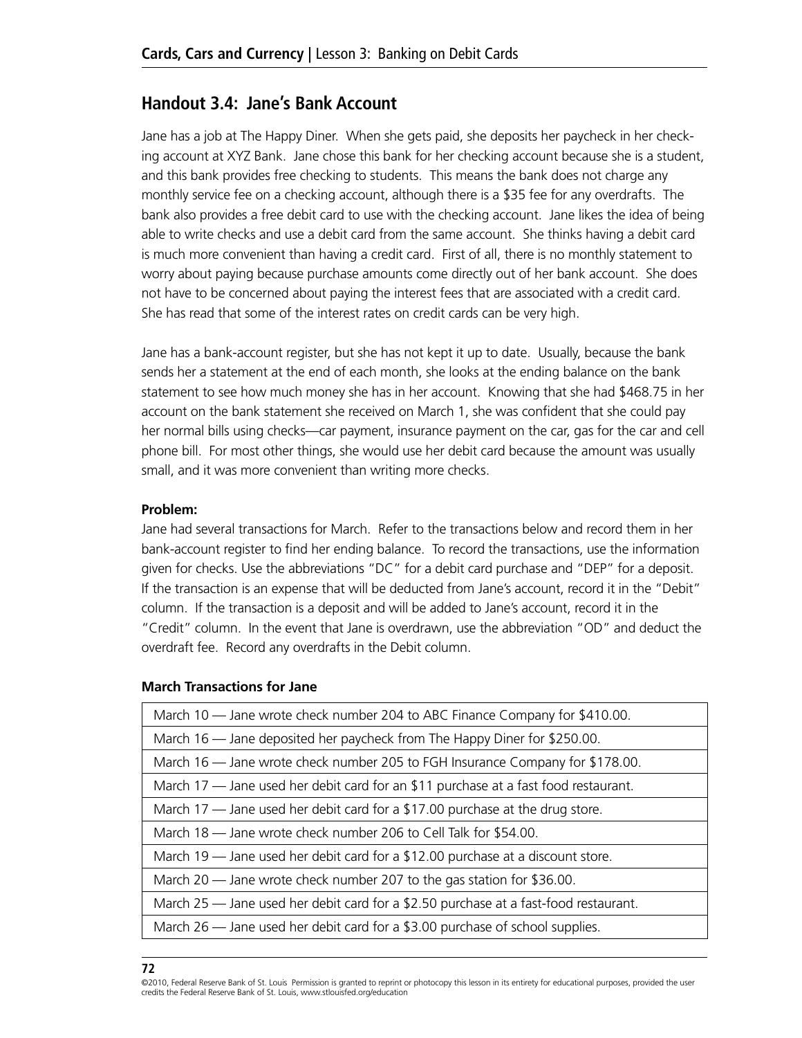## Handout 3.4: Jane's Bank Account

Jane has a job at The Happy Diner. When she gets paid, she deposits her paycheck in her checking account at XYZ Bank. Jane chose this bank for her checking account because she is a student, and this bank provides free checking to students. This means the bank does not charge any monthly service fee on a checking account, although there is a $35 fee for any overdrafts. The bank also provides a free debit card to use with the checking account. Jane likes the idea of being able to write checks and use a debit card from the same account. She thinks having a debit card is much more convenient than having a credit card. First of all, there is no monthly statement to worry about paying because purchase amounts come directly out of her bank account. She does not have to be concerned about paying the interest fees that are associated with a credit card. She has read that some of the interest rates on credit cards can be very high.

Jane has a bank-account register, but she has not kept it up to date. Usually, because the bank sends her a statement at the end of each month, she looks at the ending balance on the bank statement to see how much money she has in her account. Knowing that she had $468.75 in her account on the bank statement she received on March 1, she was confident that she could pay her normal bills using checks—car payment, insurance payment on the car, gas for the car and cell phone bill. For most other things, she would use her debit card because the amount was usually small, and it was more convenient than writing more checks.

**Problem:**

Jane had several transactions for March. Refer to the transactions below and record them in her bank-account register to find her ending balance. To record the transactions, use the information given for checks. Use the abbreviations "DC" for a debit card purchase and "DEP" for a deposit. If the transaction is an expense that will be deducted from Jane's account, record it in the "Debit" column. If the transaction is a deposit and will be added to Jane's account, record it in the "Credit" column. In the event that Jane is overdrawn, use the abbreviation "OD" and deduct the overdraft fee. Record any overdrafts in the Debit column.

**March Transactions for Jane**

| March Transactions |
|---|
| March 10 — Jane wrote check number 204 to ABC Finance Company for $410.00. |
| March 16 — Jane deposited her paycheck from The Happy Diner for $250.00. |
| March 16 — Jane wrote check number 205 to FGH Insurance Company for $178.00. |
| March 17 — Jane used her debit card for an $11 purchase at a fast food restaurant. |
| March 17 — Jane used her debit card for a $17.00 purchase at the drug store. |
| March 18 — Jane wrote check number 206 to Cell Talk for $54.00. |
| March 19 — Jane used her debit card for a $12.00 purchase at a discount store. |
| March 20 — Jane wrote check number 207 to the gas station for $36.00. |
| March 25 — Jane used her debit card for a $2.50 purchase at a fast-food restaurant. |
| March 26 — Jane used her debit card for a $3.00 purchase of school supplies. |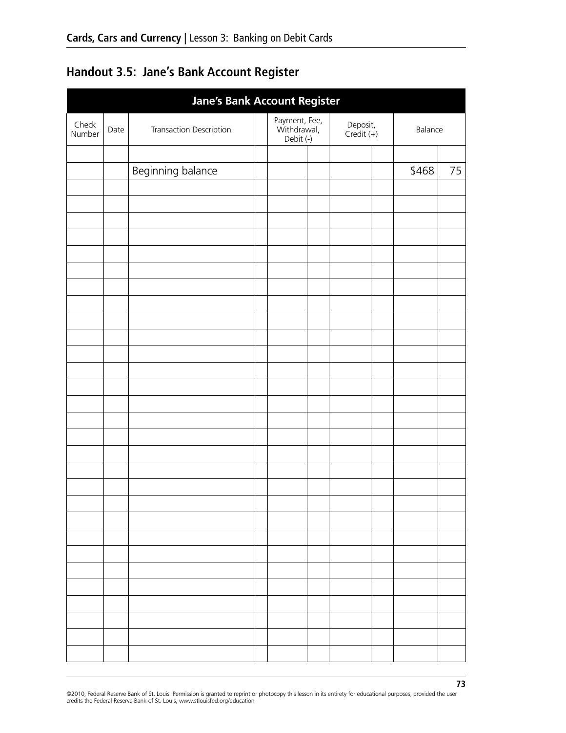## Handout 3.5: Jane's Bank Account Register

| Jane's Bank Account Register | | | | | | | | | |
|---|---|---|---|---|---|---|---|---|---|
| Check Number | Date | Transaction Description | | Payment, Fee, Withdrawal, Debit (-) | | Deposit, Credit (+) | | Balance | |
| | | | | | | | | | |
| | | Beginning balance | | | | | | $468 | 75 |
| | | | | | | | | | |
| | | | | | | | | | |
| | | | | | | | | | |
| | | | | | | | | | |
| | | | | | | | | | |
| | | | | | | | | | |
| | | | | | | | | | |
| | | | | | | | | | |
| | | | | | | | | | |
| | | | | | | | | | |
| | | | | | | | | | |
| | | | | | | | | | |
| | | | | | | | | | |
| | | | | | | | | | |
| | | | | | | | | | |
| | | | | | | | | | |
| | | | | | | | | | |
| | | | | | | | | | |
| | | | | | | | | | |
| | | | | | | | | | |
| | | | | | | | | | |
| | | | | | | | | | |
| | | | | | | | | | |
| | | | | | | | | | |
| | | | | | | | | | |
| | | | | | | | | | |
| | | | | | | | | | |
| | | | | | | | | | |
| | | | | | | | | | |

©2010, Federal Reserve Bank of St. Louis Permission is granted to reprint or photocopy this lesson in its entirety for educational purposes, provided the user credits the Federal Reserve Bank of St. Louis, www.stlouisfed.org/education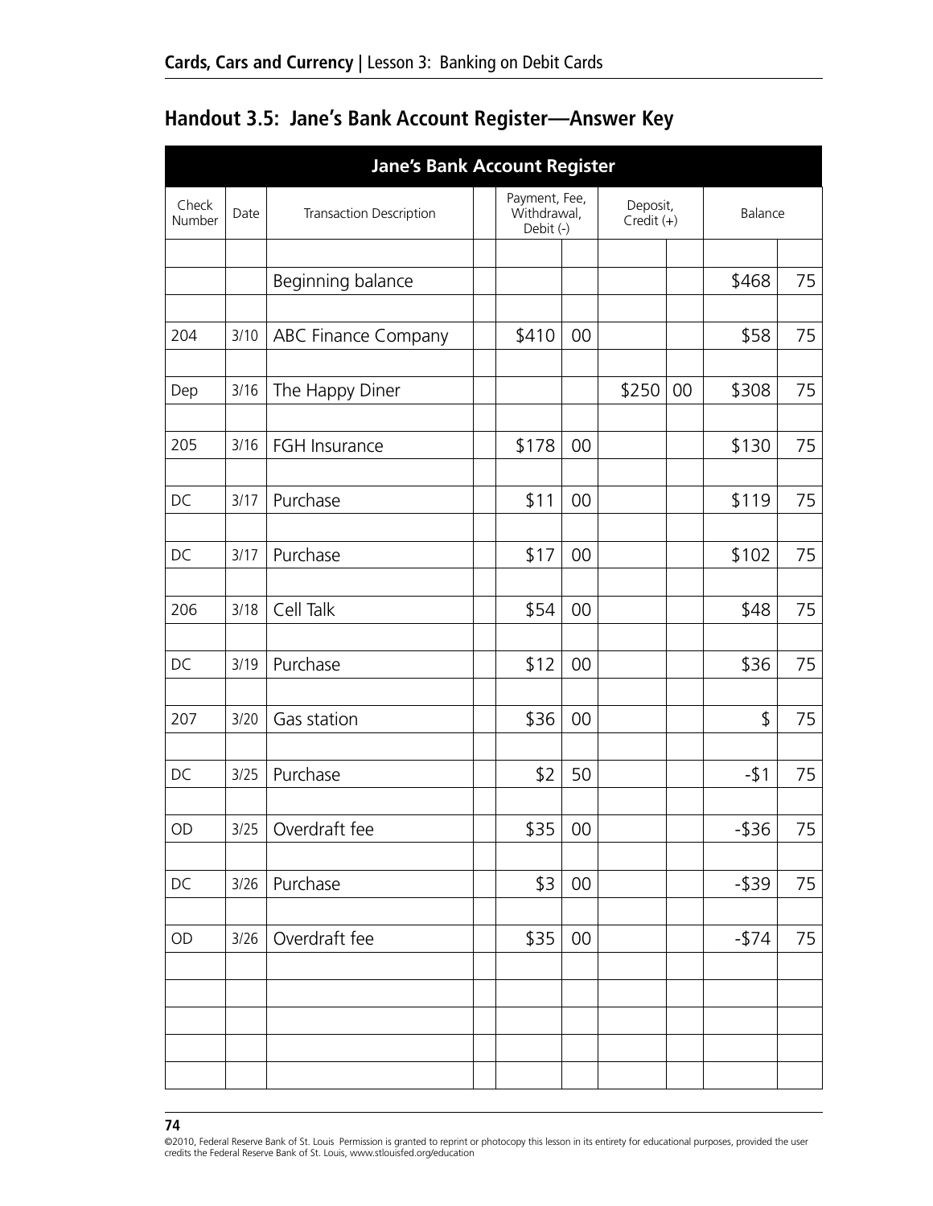## Handout 3.5: Jane's Bank Account Register—Answer Key

| Jane's Bank Account Register | | | | | | | | | |
|---|---|---|---|---|---|---|---|---|---|
| Check Number | Date | Transaction Description | | Payment, Fee, Withdrawal, Debit (-) | | Deposit, Credit (+) | | Balance | |
| | | Beginning balance | | | | | | $468 | 75 |
| 204 | 3/10 | ABC Finance Company | | $410 | 00 | | | $58 | 75 |
| Dep | 3/16 | The Happy Diner | | | | $250 | 00 | $308 | 75 |
| 205 | 3/16 | FGH Insurance | | $178 | 00 | | | $130 | 75 |
| DC | 3/17 | Purchase | | $11 | 00 | | | $119 | 75 |
| DC | 3/17 | Purchase | | $17 | 00 | | | $102 | 75 |
| 206 | 3/18 | Cell Talk | | $54 | 00 | | | $48 | 75 |
| DC | 3/19 | Purchase | | $12 | 00 | | | $36 | 75 |
| 207 | 3/20 | Gas station | | $36 | 00 | | | $ | 75 |
| DC | 3/25 | Purchase | | $2 | 50 | | | -$1 | 75 |
| OD | 3/25 | Overdraft fee | | $35 | 00 | | | -$36 | 75 |
| DC | 3/26 | Purchase | | $3 | 00 | | | -$39 | 75 |
| OD | 3/26 | Overdraft fee | | $35 | 00 | | | -$74 | 75 |
| | | | | | | | | | |
| | | | | | | | | | |
| | | | | | | | | | |
| | | | | | | | | | |
| | | | | | | | | | |

©2010, Federal Reserve Bank of St. Louis Permission is granted to reprint or photocopy this lesson in its entirety for educational purposes, provided the user credits the Federal Reserve Bank of St. Louis, www.stlouisfed.org/education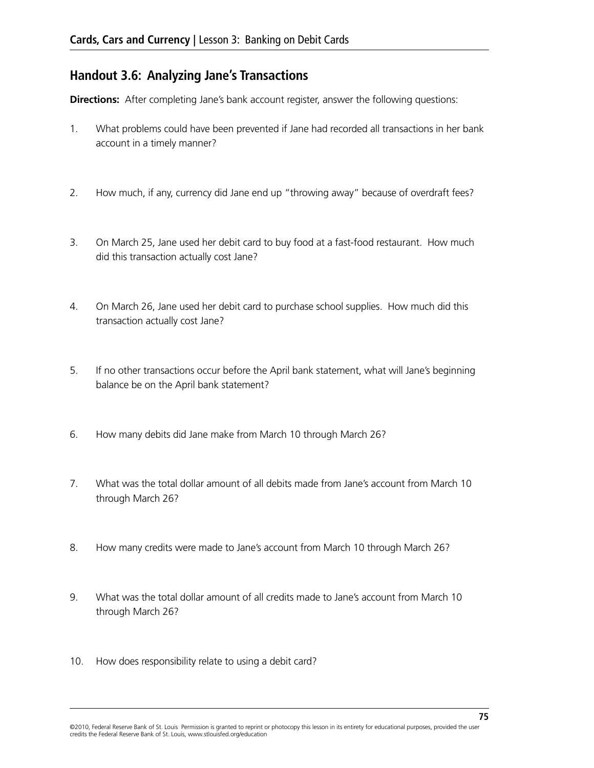## Handout 3.6: Analyzing Jane's Transactions

**Directions:** After completing Jane's bank account register, answer the following questions:

1. What problems could have been prevented if Jane had recorded all transactions in her bank account in a timely manner?

2. How much, if any, currency did Jane end up "throwing away" because of overdraft fees?

3. On March 25, Jane used her debit card to buy food at a fast-food restaurant. How much did this transaction actually cost Jane?

4. On March 26, Jane used her debit card to purchase school supplies. How much did this transaction actually cost Jane?

5. If no other transactions occur before the April bank statement, what will Jane's beginning balance be on the April bank statement?

6. How many debits did Jane make from March 10 through March 26?

7. What was the total dollar amount of all debits made from Jane's account from March 10 through March 26?

8. How many credits were made to Jane's account from March 10 through March 26?

9. What was the total dollar amount of all credits made to Jane's account from March 10 through March 26?

10. How does responsibility relate to using a debit card?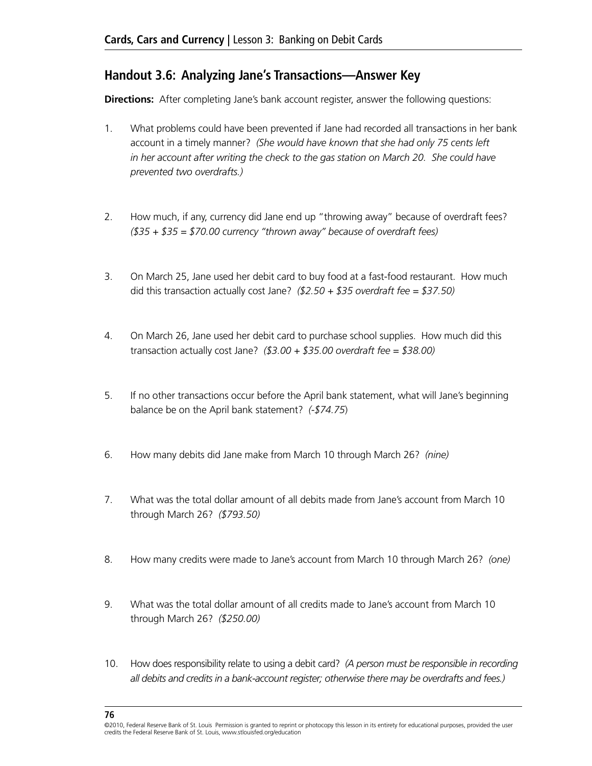## Handout 3.6: Analyzing Jane's Transactions—Answer Key

**Directions:** After completing Jane's bank account register, answer the following questions:

1. What problems could have been prevented if Jane had recorded all transactions in her bank account in a timely manner? *(She would have known that she had only 75 cents left in her account after writing the check to the gas station on March 20. She could have prevented two overdrafts.)*

2. How much, if any, currency did Jane end up "throwing away" because of overdraft fees? *($35 + $35 = $70.00 currency "thrown away" because of overdraft fees)*

3. On March 25, Jane used her debit card to buy food at a fast-food restaurant. How much did this transaction actually cost Jane? *($2.50 + $35 overdraft fee = $37.50)*

4. On March 26, Jane used her debit card to purchase school supplies. How much did this transaction actually cost Jane? *($3.00 + $35.00 overdraft fee = $38.00)*

5. If no other transactions occur before the April bank statement, what will Jane's beginning balance be on the April bank statement? *(-$74.75)*

6. How many debits did Jane make from March 10 through March 26? *(nine)*

7. What was the total dollar amount of all debits made from Jane's account from March 10 through March 26? *($793.50)*

8. How many credits were made to Jane's account from March 10 through March 26? *(one)*

9. What was the total dollar amount of all credits made to Jane's account from March 10 through March 26? *($250.00)*

10. How does responsibility relate to using a debit card? *(A person must be responsible in recording all debits and credits in a bank-account register; otherwise there may be overdrafts and fees.)*

©2010, Federal Reserve Bank of St. Louis Permission is granted to reprint or photocopy this lesson in its entirety for educational purposes, provided the user credits the Federal Reserve Bank of St. Louis, www.stlouisfed.org/education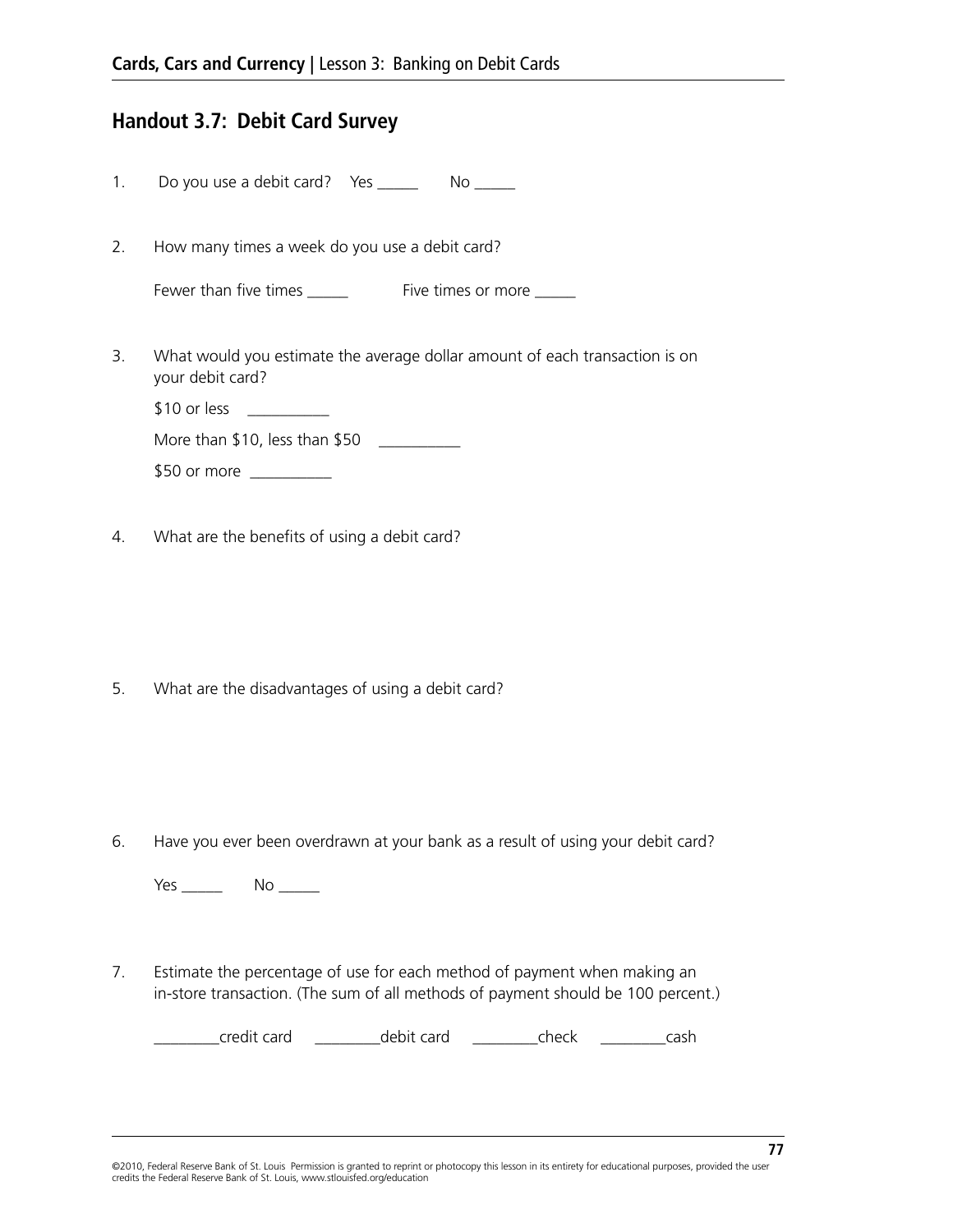## Handout 3.7: Debit Card Survey

1. Do you use a debit card? Yes _____ No _____

2. How many times a week do you use a debit card?

   Fewer than five times _____ Five times or more _____

3. What would you estimate the average dollar amount of each transaction is on your debit card?

   $10 or less __________

   More than $10, less than $50 __________

   $50 or more __________

4. What are the benefits of using a debit card?

5. What are the disadvantages of using a debit card?

6. Have you ever been overdrawn at your bank as a result of using your debit card?

   Yes _____ No _____

7. Estimate the percentage of use for each method of payment when making an in-store transaction. (The sum of all methods of payment should be 100 percent.)

   ________credit card ________debit card ________check ________cash

©2010, Federal Reserve Bank of St. Louis Permission is granted to reprint or photocopy this lesson in its entirety for educational purposes, provided the user credits the Federal Reserve Bank of St. Louis, www.stlouisfed.org/education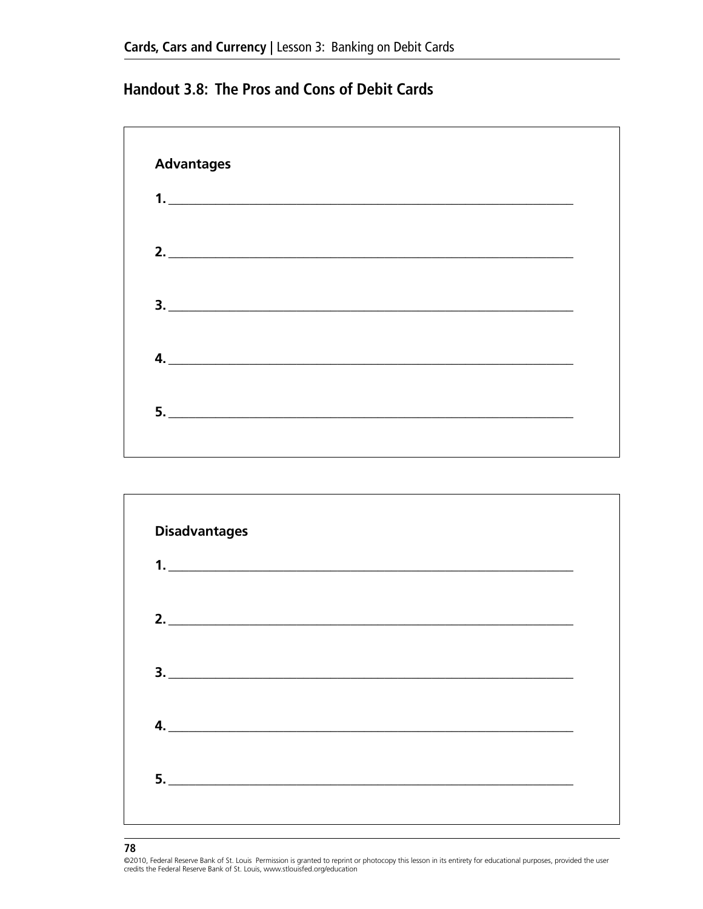## Handout 3.8: The Pros and Cons of Debit Cards

**Advantages**

**1.** ______________________________________________

**2.** ______________________________________________

**3.** ______________________________________________

**4.** ______________________________________________

**5.** ______________________________________________

**Disadvantages**

**1.** ______________________________________________

**2.** ______________________________________________

**3.** ______________________________________________

**4.** ______________________________________________

**5.** ______________________________________________

©2010, Federal Reserve Bank of St. Louis Permission is granted to reprint or photocopy this lesson in its entirety for educational purposes, provided the user credits the Federal Reserve Bank of St. Louis, www.stlouisfed.org/education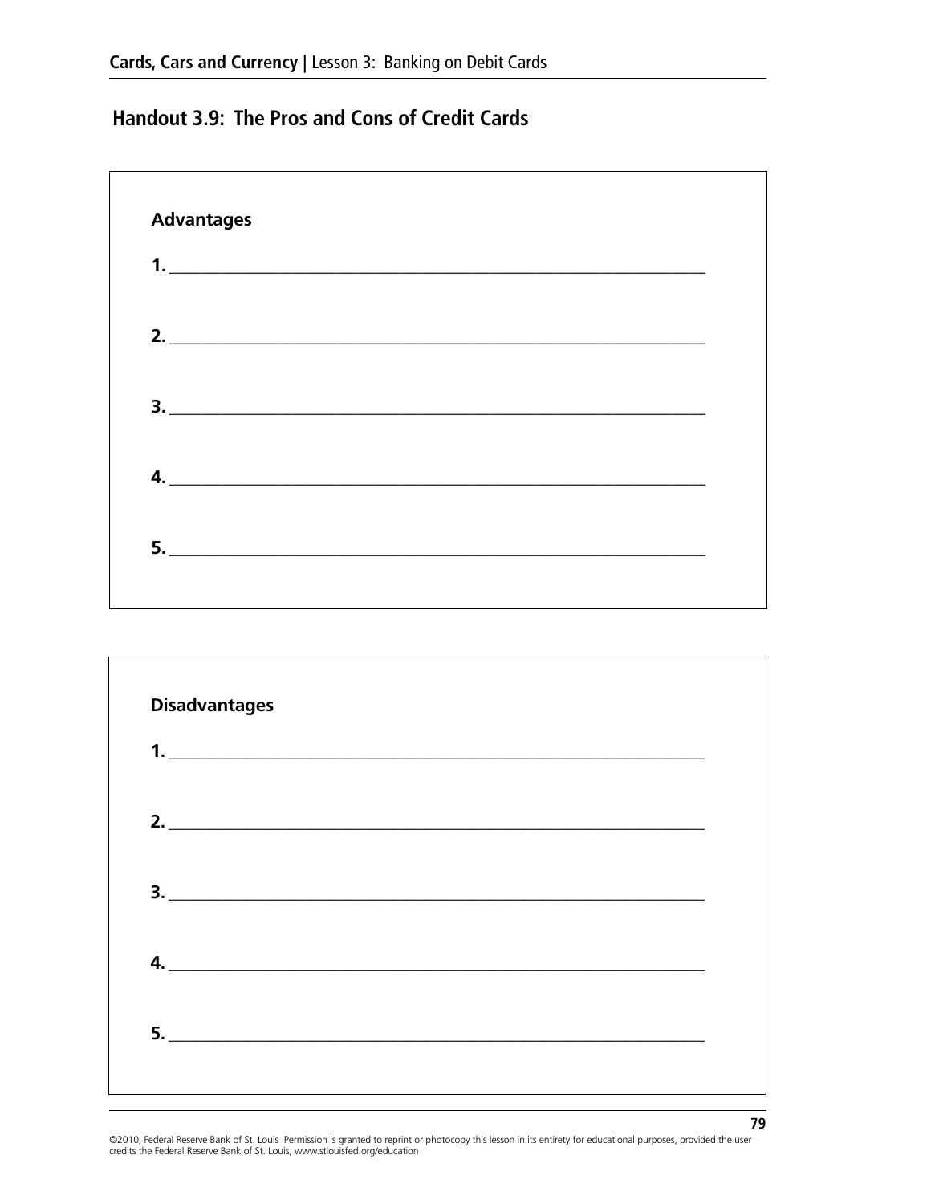## Handout 3.9: The Pros and Cons of Credit Cards

**Advantages**

**1.** ____________________________________________________________

**2.** ____________________________________________________________

**3.** ____________________________________________________________

**4.** ____________________________________________________________

**5.** ____________________________________________________________

**Disadvantages**

**1.** ____________________________________________________________

**2.** ____________________________________________________________

**3.** ____________________________________________________________

**4.** ____________________________________________________________

**5.** ____________________________________________________________

©2010, Federal Reserve Bank of St. Louis Permission is granted to reprint or photocopy this lesson in its entirety for educational purposes, provided the user credits the Federal Reserve Bank of St. Louis, www.stlouisfed.org/education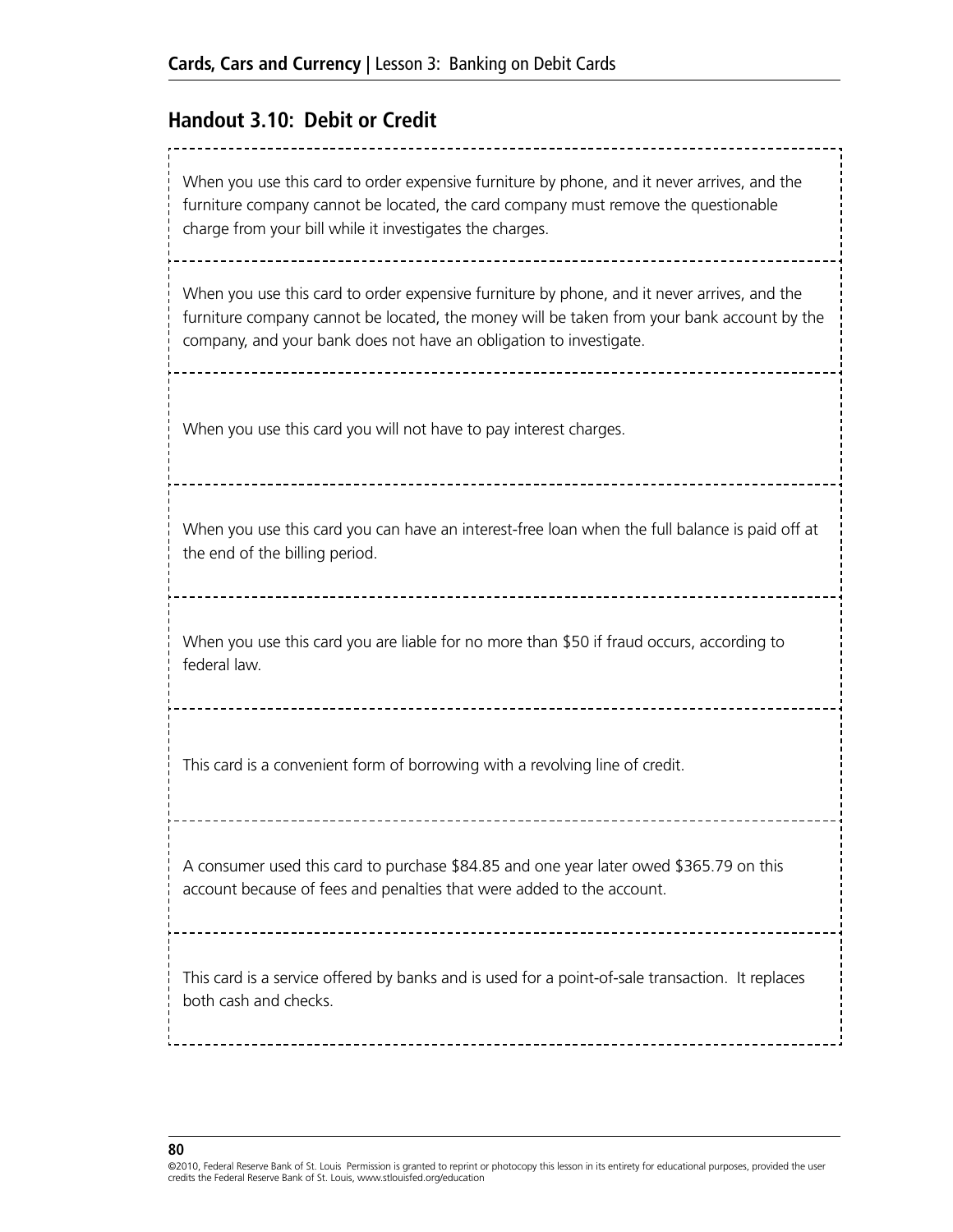## Handout 3.10: Debit or Credit

When you use this card to order expensive furniture by phone, and it never arrives, and the furniture company cannot be located, the card company must remove the questionable charge from your bill while it investigates the charges.

---

When you use this card to order expensive furniture by phone, and it never arrives, and the furniture company cannot be located, the money will be taken from your bank account by the company, and your bank does not have an obligation to investigate.

---

When you use this card you will not have to pay interest charges.

---

When you use this card you can have an interest-free loan when the full balance is paid off at the end of the billing period.

---

When you use this card you are liable for no more than $50 if fraud occurs, according to federal law.

---

This card is a convenient form of borrowing with a revolving line of credit.

---

A consumer used this card to purchase $84.85 and one year later owed $365.79 on this account because of fees and penalties that were added to the account.

---

This card is a service offered by banks and is used for a point-of-sale transaction. It replaces both cash and checks.

©2010, Federal Reserve Bank of St. Louis Permission is granted to reprint or photocopy this lesson in its entirety for educational purposes, provided the user credits the Federal Reserve Bank of St. Louis, www.stlouisfed.org/education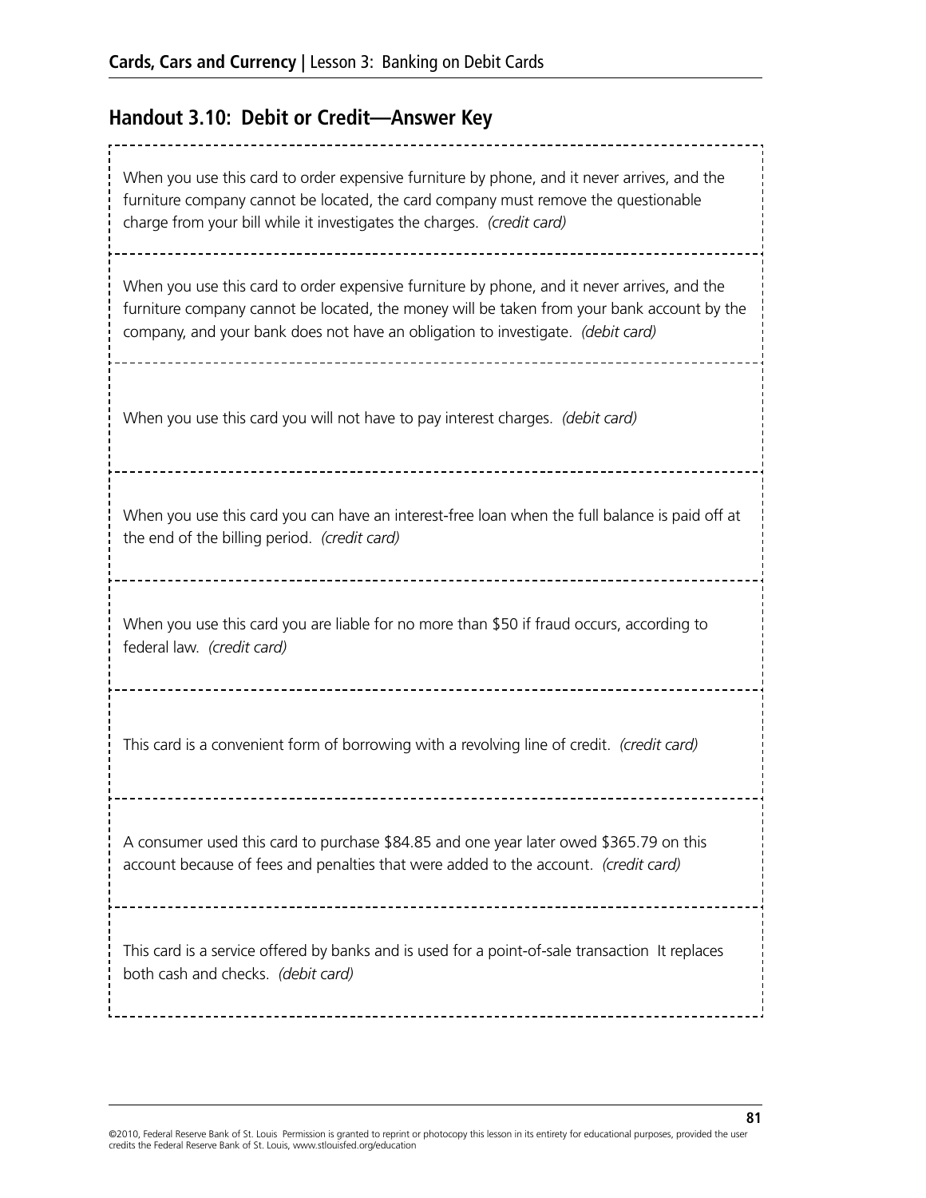## Handout 3.10: Debit or Credit—Answer Key

When you use this card to order expensive furniture by phone, and it never arrives, and the furniture company cannot be located, the card company must remove the questionable charge from your bill while it investigates the charges. *(credit card)*

When you use this card to order expensive furniture by phone, and it never arrives, and the furniture company cannot be located, the money will be taken from your bank account by the company, and your bank does not have an obligation to investigate. *(debit card)*

When you use this card you will not have to pay interest charges. *(debit card)*

When you use this card you can have an interest-free loan when the full balance is paid off at the end of the billing period. *(credit card)*

When you use this card you are liable for no more than $50 if fraud occurs, according to federal law. *(credit card)*

This card is a convenient form of borrowing with a revolving line of credit. *(credit card)*

A consumer used this card to purchase $84.85 and one year later owed $365.79 on this account because of fees and penalties that were added to the account. *(credit card)*

This card is a service offered by banks and is used for a point-of-sale transaction It replaces both cash and checks. *(debit card)*

©2010, Federal Reserve Bank of St. Louis Permission is granted to reprint or photocopy this lesson in its entirety for educational purposes, provided the user credits the Federal Reserve Bank of St. Louis, www.stlouisfed.org/education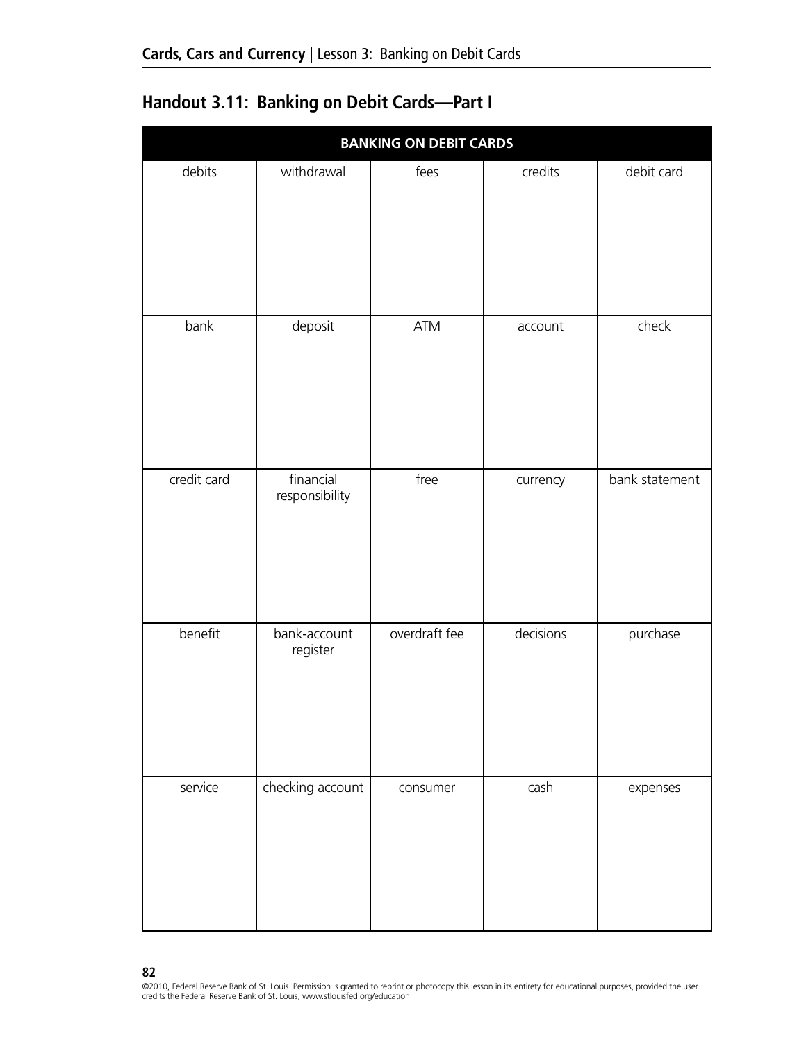## Handout 3.11: Banking on Debit Cards—Part I

| BANKING ON DEBIT CARDS | | | | |
|---|---|---|---|---|
| debits | withdrawal | fees | credits | debit card |
| bank | deposit | ATM | account | check |
| credit card | financial responsibility | free | currency | bank statement |
| benefit | bank-account register | overdraft fee | decisions | purchase |
| service | checking account | consumer | cash | expenses |

©2010, Federal Reserve Bank of St. Louis Permission is granted to reprint or photocopy this lesson in its entirety for educational purposes, provided the user credits the Federal Reserve Bank of St. Louis, www.stlouisfed.org/education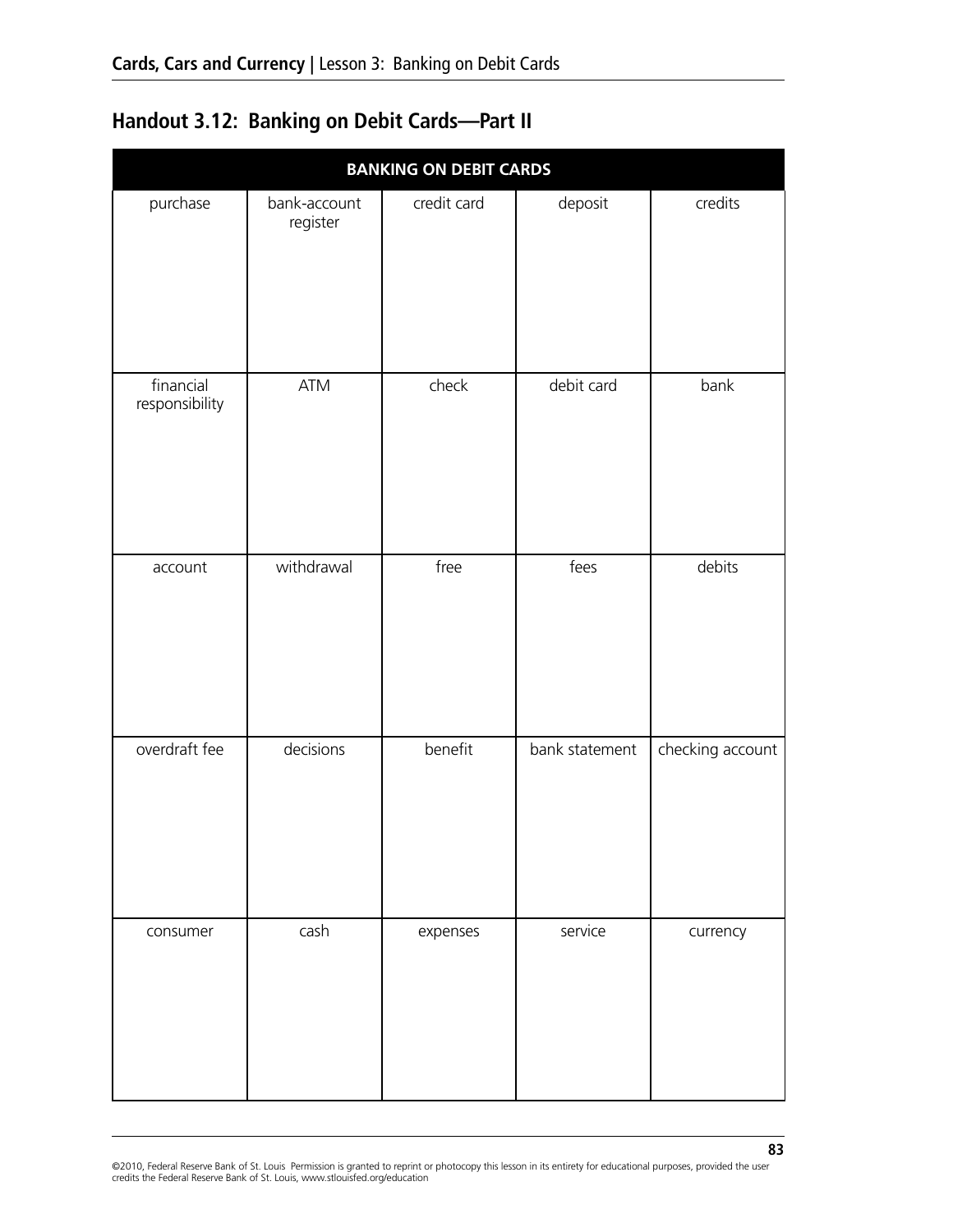## Handout 3.12: Banking on Debit Cards—Part II

| BANKING ON DEBIT CARDS | | | | |
|---|---|---|---|---|
| purchase | bank-account register | credit card | deposit | credits |
| financial responsibility | ATM | check | debit card | bank |
| account | withdrawal | free | fees | debits |
| overdraft fee | decisions | benefit | bank statement | checking account |
| consumer | cash | expenses | service | currency |

©2010, Federal Reserve Bank of St. Louis Permission is granted to reprint or photocopy this lesson in its entirety for educational purposes, provided the user credits the Federal Reserve Bank of St. Louis, www.stlouisfed.org/education